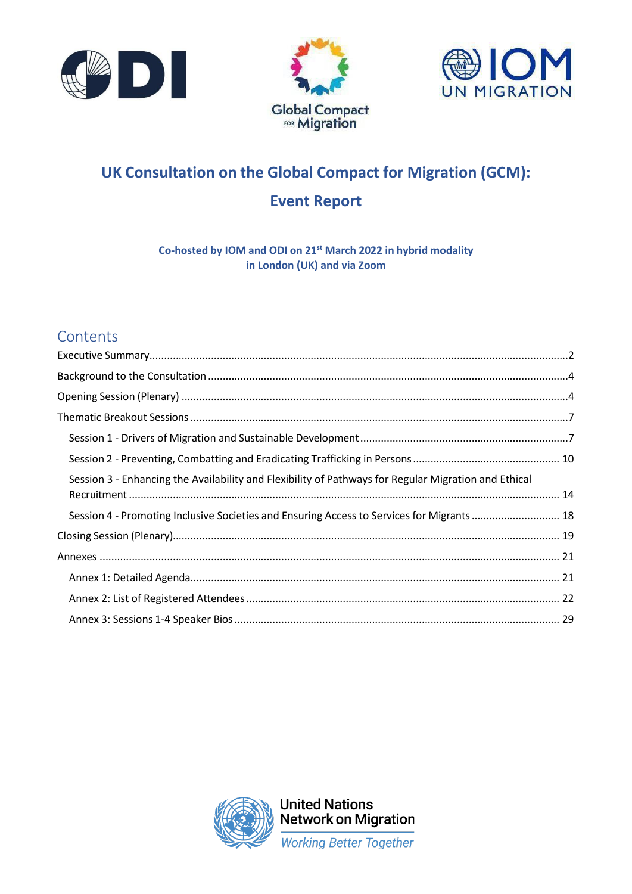# UK Consultation on the Global Compact for Migration (GCM): Event Report

**Co-hosted by IOM and ODI on 21st March 2022 in hybrid modality in London (UK) and via Zoom**

## Contents

- Executive Summary ........ 2
- Background to the Consultation ........ 4
- Opening Session (Plenary) ........ 4
- Thematic Breakout Sessions ........ 7
  - Session 1 - Drivers of Migration and Sustainable Development ........ 7
  - Session 2 - Preventing, Combatting and Eradicating Trafficking in Persons ........ 10
  - Session 3 - Enhancing the Availability and Flexibility of Pathways for Regular Migration and Ethical Recruitment ........ 14
  - Session 4 - Promoting Inclusive Societies and Ensuring Access to Services for Migrants ........ 18
- Closing Session (Plenary) ........ 19
- Annexes ........ 21
  - Annex 1: Detailed Agenda ........ 21
  - Annex 2: List of Registered Attendees ........ 22
  - Annex 3: Sessions 1-4 Speaker Bios ........ 29

United Nations Network on Migration

*Working Better Together*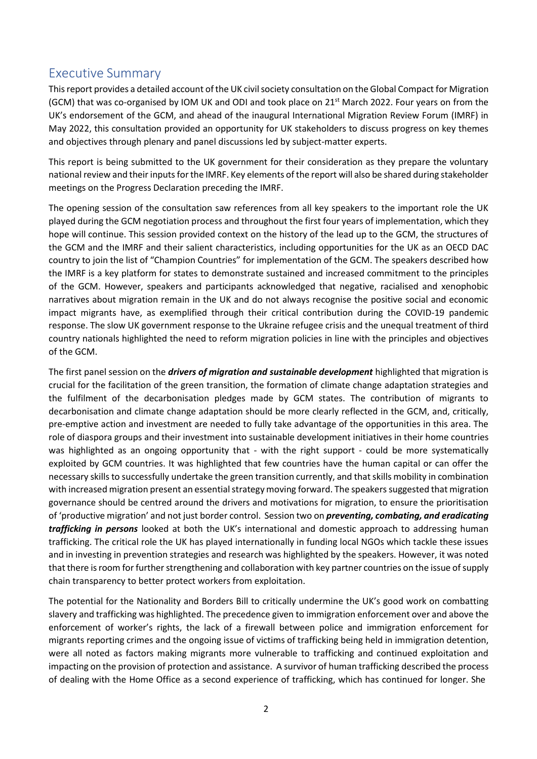## Executive Summary

This report provides a detailed account of the UK civil society consultation on the Global Compact for Migration (GCM) that was co-organised by IOM UK and ODI and took place on 21st March 2022. Four years on from the UK's endorsement of the GCM, and ahead of the inaugural International Migration Review Forum (IMRF) in May 2022, this consultation provided an opportunity for UK stakeholders to discuss progress on key themes and objectives through plenary and panel discussions led by subject-matter experts.

This report is being submitted to the UK government for their consideration as they prepare the voluntary national review and their inputs for the IMRF. Key elements of the report will also be shared during stakeholder meetings on the Progress Declaration preceding the IMRF.

The opening session of the consultation saw references from all key speakers to the important role the UK played during the GCM negotiation process and throughout the first four years of implementation, which they hope will continue. This session provided context on the history of the lead up to the GCM, the structures of the GCM and the IMRF and their salient characteristics, including opportunities for the UK as an OECD DAC country to join the list of "Champion Countries" for implementation of the GCM. The speakers described how the IMRF is a key platform for states to demonstrate sustained and increased commitment to the principles of the GCM. However, speakers and participants acknowledged that negative, racialised and xenophobic narratives about migration remain in the UK and do not always recognise the positive social and economic impact migrants have, as exemplified through their critical contribution during the COVID-19 pandemic response. The slow UK government response to the Ukraine refugee crisis and the unequal treatment of third country nationals highlighted the need to reform migration policies in line with the principles and objectives of the GCM.

The first panel session on the ***drivers of migration and sustainable development*** highlighted that migration is crucial for the facilitation of the green transition, the formation of climate change adaptation strategies and the fulfilment of the decarbonisation pledges made by GCM states. The contribution of migrants to decarbonisation and climate change adaptation should be more clearly reflected in the GCM, and, critically, pre-emptive action and investment are needed to fully take advantage of the opportunities in this area. The role of diaspora groups and their investment into sustainable development initiatives in their home countries was highlighted as an ongoing opportunity that - with the right support - could be more systematically exploited by GCM countries. It was highlighted that few countries have the human capital or can offer the necessary skills to successfully undertake the green transition currently, and that skills mobility in combination with increased migration present an essential strategy moving forward. The speakers suggested that migration governance should be centred around the drivers and motivations for migration, to ensure the prioritisation of 'productive migration' and not just border control. Session two on ***preventing, combating, and eradicating trafficking in persons*** looked at both the UK's international and domestic approach to addressing human trafficking. The critical role the UK has played internationally in funding local NGOs which tackle these issues and in investing in prevention strategies and research was highlighted by the speakers. However, it was noted that there is room for further strengthening and collaboration with key partner countries on the issue of supply chain transparency to better protect workers from exploitation.

The potential for the Nationality and Borders Bill to critically undermine the UK's good work on combatting slavery and trafficking was highlighted. The precedence given to immigration enforcement over and above the enforcement of worker's rights, the lack of a firewall between police and immigration enforcement for migrants reporting crimes and the ongoing issue of victims of trafficking being held in immigration detention, were all noted as factors making migrants more vulnerable to trafficking and continued exploitation and impacting on the provision of protection and assistance. A survivor of human trafficking described the process of dealing with the Home Office as a second experience of trafficking, which has continued for longer. She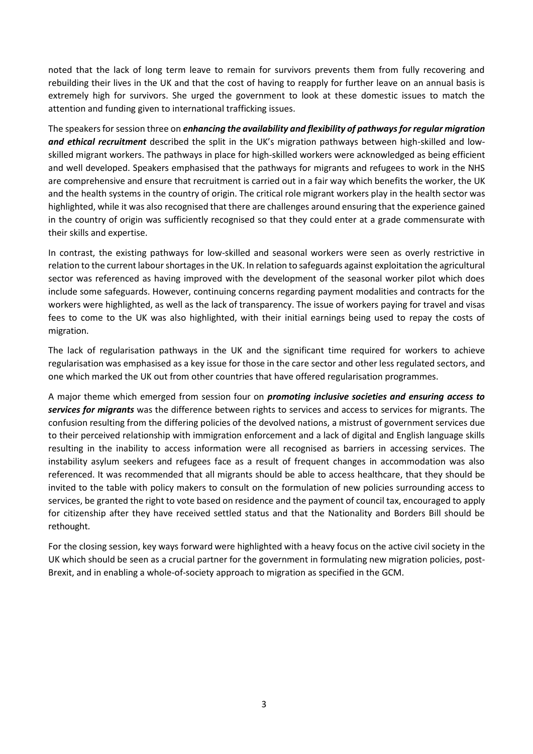noted that the lack of long term leave to remain for survivors prevents them from fully recovering and rebuilding their lives in the UK and that the cost of having to reapply for further leave on an annual basis is extremely high for survivors. She urged the government to look at these domestic issues to match the attention and funding given to international trafficking issues.

The speakers for session three on ***enhancing the availability and flexibility of pathways for regular migration and ethical recruitment*** described the split in the UK's migration pathways between high-skilled and low-skilled migrant workers. The pathways in place for high-skilled workers were acknowledged as being efficient and well developed. Speakers emphasised that the pathways for migrants and refugees to work in the NHS are comprehensive and ensure that recruitment is carried out in a fair way which benefits the worker, the UK and the health systems in the country of origin. The critical role migrant workers play in the health sector was highlighted, while it was also recognised that there are challenges around ensuring that the experience gained in the country of origin was sufficiently recognised so that they could enter at a grade commensurate with their skills and expertise.

In contrast, the existing pathways for low-skilled and seasonal workers were seen as overly restrictive in relation to the current labour shortages in the UK. In relation to safeguards against exploitation the agricultural sector was referenced as having improved with the development of the seasonal worker pilot which does include some safeguards. However, continuing concerns regarding payment modalities and contracts for the workers were highlighted, as well as the lack of transparency. The issue of workers paying for travel and visas fees to come to the UK was also highlighted, with their initial earnings being used to repay the costs of migration.

The lack of regularisation pathways in the UK and the significant time required for workers to achieve regularisation was emphasised as a key issue for those in the care sector and other less regulated sectors, and one which marked the UK out from other countries that have offered regularisation programmes.

A major theme which emerged from session four on ***promoting inclusive societies and ensuring access to services for migrants*** was the difference between rights to services and access to services for migrants. The confusion resulting from the differing policies of the devolved nations, a mistrust of government services due to their perceived relationship with immigration enforcement and a lack of digital and English language skills resulting in the inability to access information were all recognised as barriers in accessing services. The instability asylum seekers and refugees face as a result of frequent changes in accommodation was also referenced. It was recommended that all migrants should be able to access healthcare, that they should be invited to the table with policy makers to consult on the formulation of new policies surrounding access to services, be granted the right to vote based on residence and the payment of council tax, encouraged to apply for citizenship after they have received settled status and that the Nationality and Borders Bill should be rethought.

For the closing session, key ways forward were highlighted with a heavy focus on the active civil society in the UK which should be seen as a crucial partner for the government in formulating new migration policies, post-Brexit, and in enabling a whole-of-society approach to migration as specified in the GCM.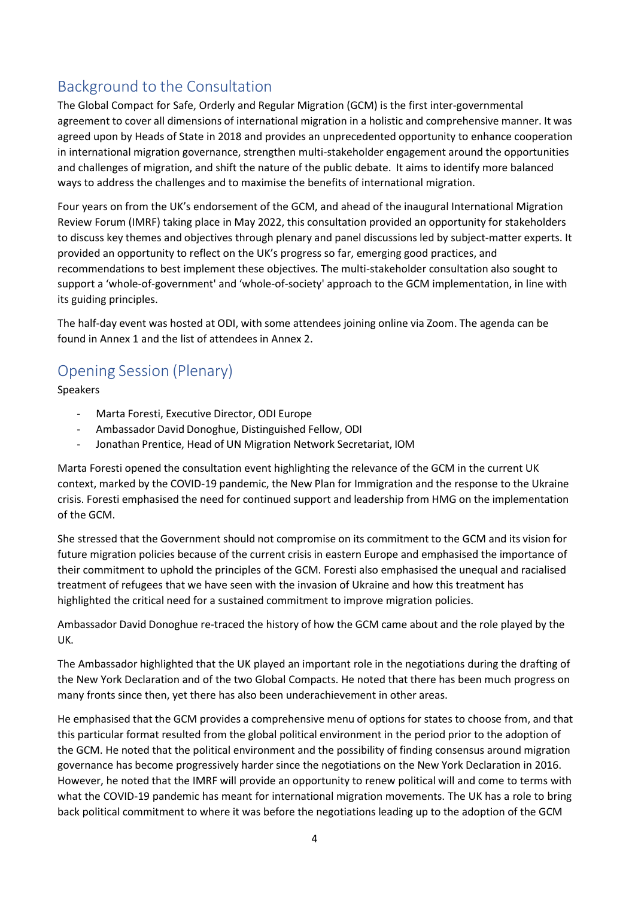## Background to the Consultation

The Global Compact for Safe, Orderly and Regular Migration (GCM) is the first inter-governmental agreement to cover all dimensions of international migration in a holistic and comprehensive manner. It was agreed upon by Heads of State in 2018 and provides an unprecedented opportunity to enhance cooperation in international migration governance, strengthen multi-stakeholder engagement around the opportunities and challenges of migration, and shift the nature of the public debate. It aims to identify more balanced ways to address the challenges and to maximise the benefits of international migration.

Four years on from the UK's endorsement of the GCM, and ahead of the inaugural International Migration Review Forum (IMRF) taking place in May 2022, this consultation provided an opportunity for stakeholders to discuss key themes and objectives through plenary and panel discussions led by subject-matter experts. It provided an opportunity to reflect on the UK's progress so far, emerging good practices, and recommendations to best implement these objectives. The multi-stakeholder consultation also sought to support a 'whole-of-government' and 'whole-of-society' approach to the GCM implementation, in line with its guiding principles.

The half-day event was hosted at ODI, with some attendees joining online via Zoom. The agenda can be found in Annex 1 and the list of attendees in Annex 2.

## Opening Session (Plenary)

Speakers

- Marta Foresti, Executive Director, ODI Europe
- Ambassador David Donoghue, Distinguished Fellow, ODI
- Jonathan Prentice, Head of UN Migration Network Secretariat, IOM

Marta Foresti opened the consultation event highlighting the relevance of the GCM in the current UK context, marked by the COVID-19 pandemic, the New Plan for Immigration and the response to the Ukraine crisis. Foresti emphasised the need for continued support and leadership from HMG on the implementation of the GCM.

She stressed that the Government should not compromise on its commitment to the GCM and its vision for future migration policies because of the current crisis in eastern Europe and emphasised the importance of their commitment to uphold the principles of the GCM. Foresti also emphasised the unequal and racialised treatment of refugees that we have seen with the invasion of Ukraine and how this treatment has highlighted the critical need for a sustained commitment to improve migration policies.

Ambassador David Donoghue re-traced the history of how the GCM came about and the role played by the UK.

The Ambassador highlighted that the UK played an important role in the negotiations during the drafting of the New York Declaration and of the two Global Compacts. He noted that there has been much progress on many fronts since then, yet there has also been underachievement in other areas.

He emphasised that the GCM provides a comprehensive menu of options for states to choose from, and that this particular format resulted from the global political environment in the period prior to the adoption of the GCM. He noted that the political environment and the possibility of finding consensus around migration governance has become progressively harder since the negotiations on the New York Declaration in 2016. However, he noted that the IMRF will provide an opportunity to renew political will and come to terms with what the COVID-19 pandemic has meant for international migration movements. The UK has a role to bring back political commitment to where it was before the negotiations leading up to the adoption of the GCM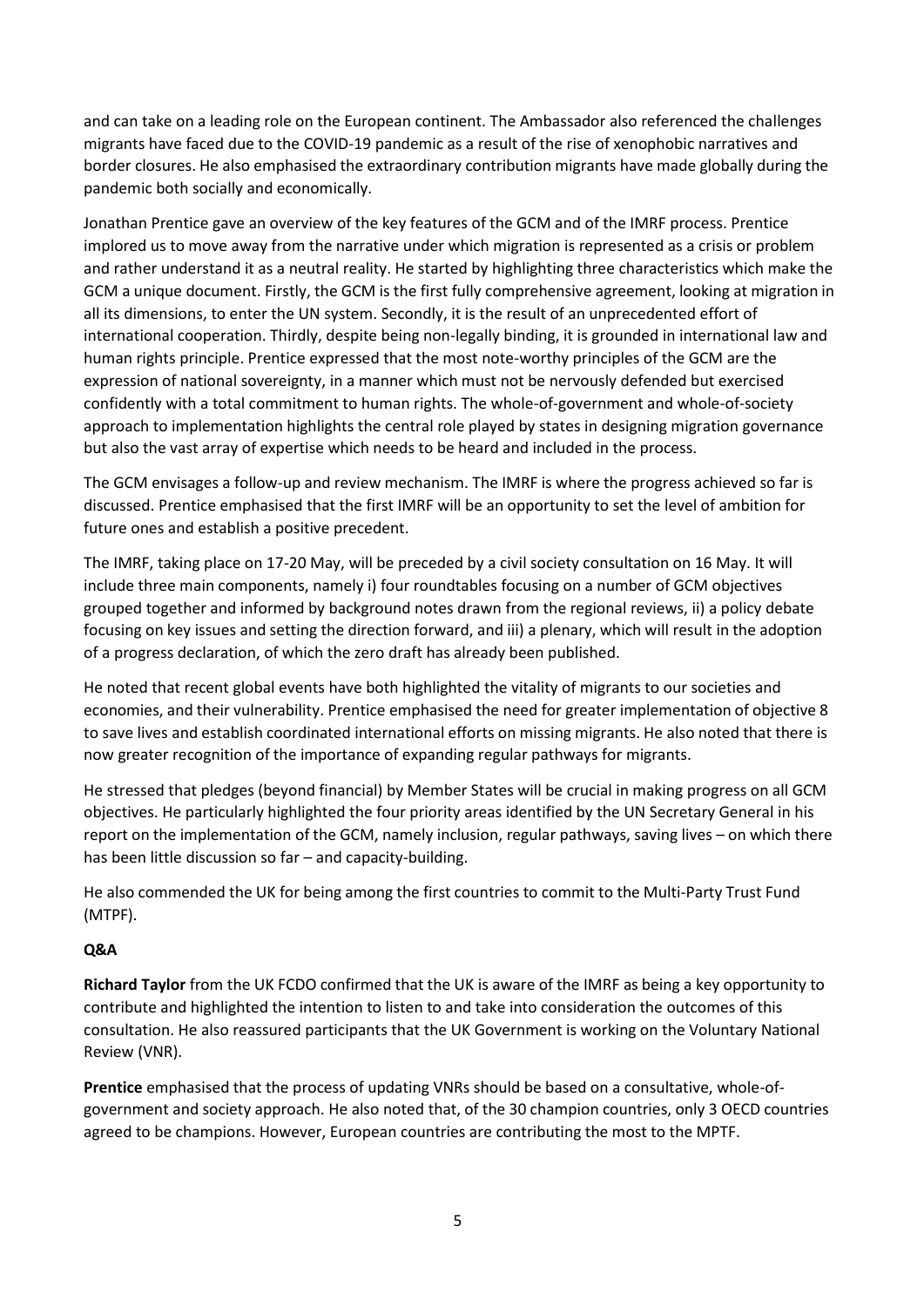and can take on a leading role on the European continent. The Ambassador also referenced the challenges migrants have faced due to the COVID-19 pandemic as a result of the rise of xenophobic narratives and border closures. He also emphasised the extraordinary contribution migrants have made globally during the pandemic both socially and economically.

Jonathan Prentice gave an overview of the key features of the GCM and of the IMRF process. Prentice implored us to move away from the narrative under which migration is represented as a crisis or problem and rather understand it as a neutral reality. He started by highlighting three characteristics which make the GCM a unique document. Firstly, the GCM is the first fully comprehensive agreement, looking at migration in all its dimensions, to enter the UN system. Secondly, it is the result of an unprecedented effort of international cooperation. Thirdly, despite being non-legally binding, it is grounded in international law and human rights principle. Prentice expressed that the most note-worthy principles of the GCM are the expression of national sovereignty, in a manner which must not be nervously defended but exercised confidently with a total commitment to human rights. The whole-of-government and whole-of-society approach to implementation highlights the central role played by states in designing migration governance but also the vast array of expertise which needs to be heard and included in the process.

The GCM envisages a follow-up and review mechanism. The IMRF is where the progress achieved so far is discussed. Prentice emphasised that the first IMRF will be an opportunity to set the level of ambition for future ones and establish a positive precedent.

The IMRF, taking place on 17-20 May, will be preceded by a civil society consultation on 16 May. It will include three main components, namely i) four roundtables focusing on a number of GCM objectives grouped together and informed by background notes drawn from the regional reviews, ii) a policy debate focusing on key issues and setting the direction forward, and iii) a plenary, which will result in the adoption of a progress declaration, of which the zero draft has already been published.

He noted that recent global events have both highlighted the vitality of migrants to our societies and economies, and their vulnerability. Prentice emphasised the need for greater implementation of objective 8 to save lives and establish coordinated international efforts on missing migrants. He also noted that there is now greater recognition of the importance of expanding regular pathways for migrants.

He stressed that pledges (beyond financial) by Member States will be crucial in making progress on all GCM objectives. He particularly highlighted the four priority areas identified by the UN Secretary General in his report on the implementation of the GCM, namely inclusion, regular pathways, saving lives – on which there has been little discussion so far – and capacity-building.

He also commended the UK for being among the first countries to commit to the Multi-Party Trust Fund (MTPF).

**Q&A**

**Richard Taylor** from the UK FCDO confirmed that the UK is aware of the IMRF as being a key opportunity to contribute and highlighted the intention to listen to and take into consideration the outcomes of this consultation. He also reassured participants that the UK Government is working on the Voluntary National Review (VNR).

**Prentice** emphasised that the process of updating VNRs should be based on a consultative, whole-of-government and society approach. He also noted that, of the 30 champion countries, only 3 OECD countries agreed to be champions. However, European countries are contributing the most to the MPTF.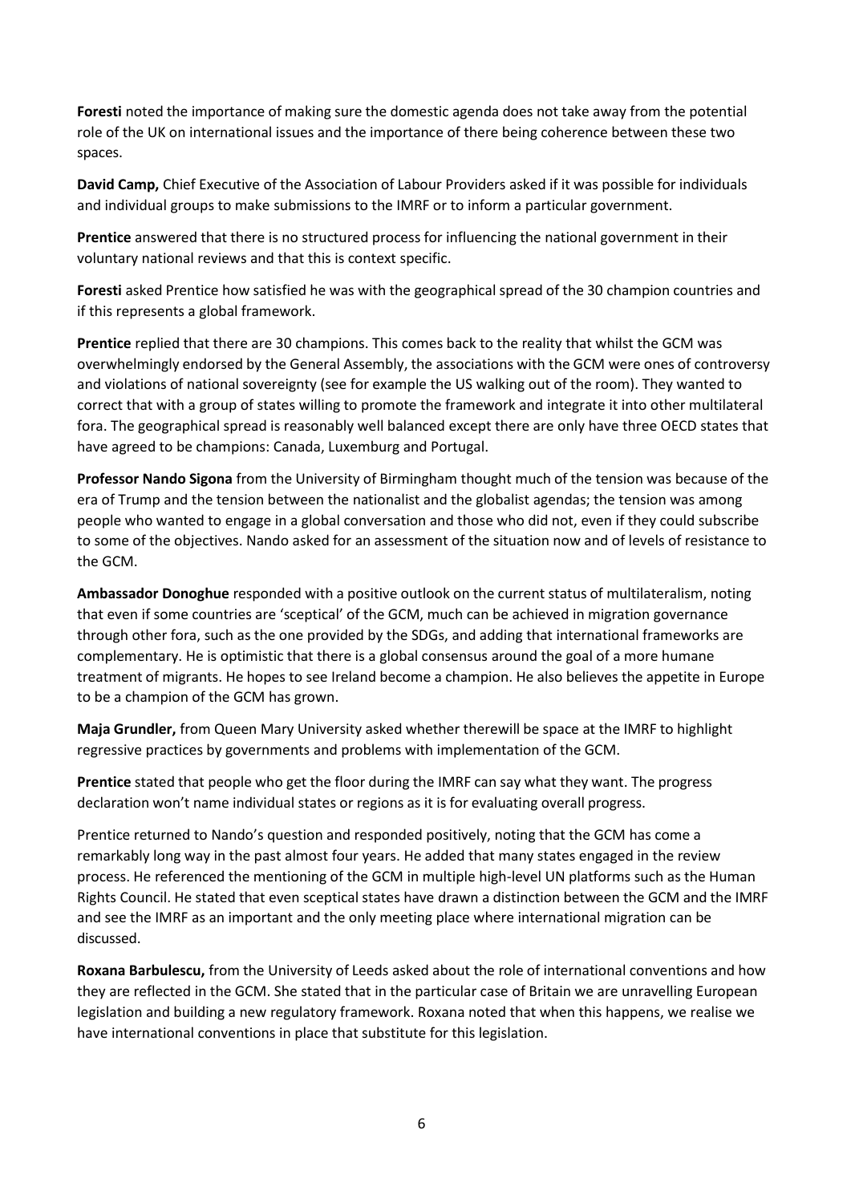**Foresti** noted the importance of making sure the domestic agenda does not take away from the potential role of the UK on international issues and the importance of there being coherence between these two spaces.

**David Camp,** Chief Executive of the Association of Labour Providers asked if it was possible for individuals and individual groups to make submissions to the IMRF or to inform a particular government.

**Prentice** answered that there is no structured process for influencing the national government in their voluntary national reviews and that this is context specific.

**Foresti** asked Prentice how satisfied he was with the geographical spread of the 30 champion countries and if this represents a global framework.

**Prentice** replied that there are 30 champions. This comes back to the reality that whilst the GCM was overwhelmingly endorsed by the General Assembly, the associations with the GCM were ones of controversy and violations of national sovereignty (see for example the US walking out of the room). They wanted to correct that with a group of states willing to promote the framework and integrate it into other multilateral fora. The geographical spread is reasonably well balanced except there are only have three OECD states that have agreed to be champions: Canada, Luxemburg and Portugal.

**Professor Nando Sigona** from the University of Birmingham thought much of the tension was because of the era of Trump and the tension between the nationalist and the globalist agendas; the tension was among people who wanted to engage in a global conversation and those who did not, even if they could subscribe to some of the objectives. Nando asked for an assessment of the situation now and of levels of resistance to the GCM.

**Ambassador Donoghue** responded with a positive outlook on the current status of multilateralism, noting that even if some countries are 'sceptical' of the GCM, much can be achieved in migration governance through other fora, such as the one provided by the SDGs, and adding that international frameworks are complementary. He is optimistic that there is a global consensus around the goal of a more humane treatment of migrants. He hopes to see Ireland become a champion. He also believes the appetite in Europe to be a champion of the GCM has grown.

**Maja Grundler,** from Queen Mary University asked whether therewill be space at the IMRF to highlight regressive practices by governments and problems with implementation of the GCM.

**Prentice** stated that people who get the floor during the IMRF can say what they want. The progress declaration won't name individual states or regions as it is for evaluating overall progress.

Prentice returned to Nando's question and responded positively, noting that the GCM has come a remarkably long way in the past almost four years. He added that many states engaged in the review process. He referenced the mentioning of the GCM in multiple high-level UN platforms such as the Human Rights Council. He stated that even sceptical states have drawn a distinction between the GCM and the IMRF and see the IMRF as an important and the only meeting place where international migration can be discussed.

**Roxana Barbulescu,** from the University of Leeds asked about the role of international conventions and how they are reflected in the GCM. She stated that in the particular case of Britain we are unravelling European legislation and building a new regulatory framework. Roxana noted that when this happens, we realise we have international conventions in place that substitute for this legislation.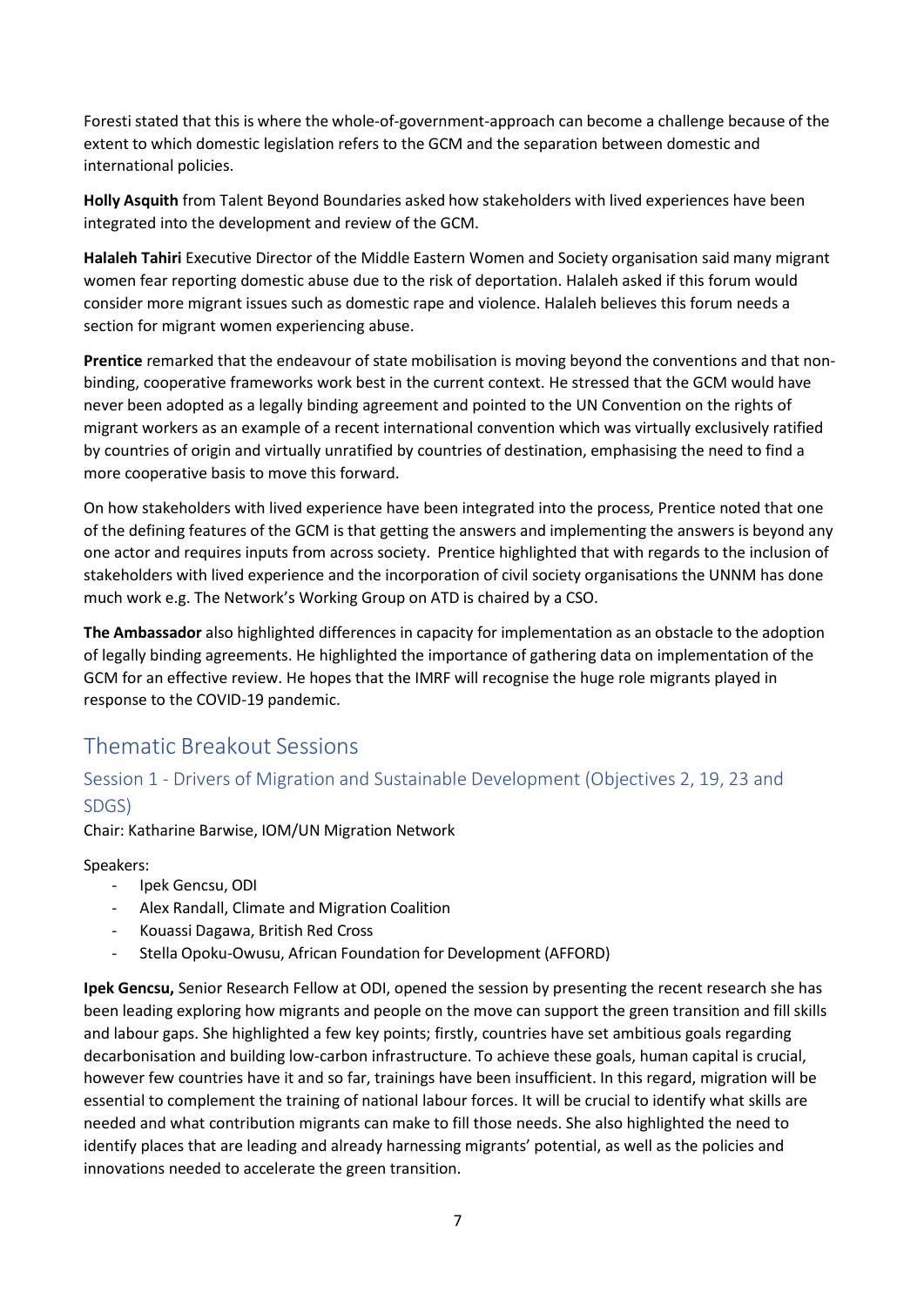Foresti stated that this is where the whole-of-government-approach can become a challenge because of the extent to which domestic legislation refers to the GCM and the separation between domestic and international policies.

**Holly Asquith** from Talent Beyond Boundaries asked how stakeholders with lived experiences have been integrated into the development and review of the GCM.

**Halaleh Tahiri** Executive Director of the Middle Eastern Women and Society organisation said many migrant women fear reporting domestic abuse due to the risk of deportation. Halaleh asked if this forum would consider more migrant issues such as domestic rape and violence. Halaleh believes this forum needs a section for migrant women experiencing abuse.

**Prentice** remarked that the endeavour of state mobilisation is moving beyond the conventions and that non-binding, cooperative frameworks work best in the current context. He stressed that the GCM would have never been adopted as a legally binding agreement and pointed to the UN Convention on the rights of migrant workers as an example of a recent international convention which was virtually exclusively ratified by countries of origin and virtually unratified by countries of destination, emphasising the need to find a more cooperative basis to move this forward.

On how stakeholders with lived experience have been integrated into the process, Prentice noted that one of the defining features of the GCM is that getting the answers and implementing the answers is beyond any one actor and requires inputs from across society. Prentice highlighted that with regards to the inclusion of stakeholders with lived experience and the incorporation of civil society organisations the UNNM has done much work e.g. The Network's Working Group on ATD is chaired by a CSO.

**The Ambassador** also highlighted differences in capacity for implementation as an obstacle to the adoption of legally binding agreements. He highlighted the importance of gathering data on implementation of the GCM for an effective review. He hopes that the IMRF will recognise the huge role migrants played in response to the COVID-19 pandemic.

# Thematic Breakout Sessions

## Session 1 - Drivers of Migration and Sustainable Development (Objectives 2, 19, 23 and SDGS)

Chair: Katharine Barwise, IOM/UN Migration Network

Speakers:

- Ipek Gencsu, ODI
- Alex Randall, Climate and Migration Coalition
- Kouassi Dagawa, British Red Cross
- Stella Opoku-Owusu, African Foundation for Development (AFFORD)

**Ipek Gencsu,** Senior Research Fellow at ODI, opened the session by presenting the recent research she has been leading exploring how migrants and people on the move can support the green transition and fill skills and labour gaps. She highlighted a few key points; firstly, countries have set ambitious goals regarding decarbonisation and building low-carbon infrastructure. To achieve these goals, human capital is crucial, however few countries have it and so far, trainings have been insufficient. In this regard, migration will be essential to complement the training of national labour forces. It will be crucial to identify what skills are needed and what contribution migrants can make to fill those needs. She also highlighted the need to identify places that are leading and already harnessing migrants' potential, as well as the policies and innovations needed to accelerate the green transition.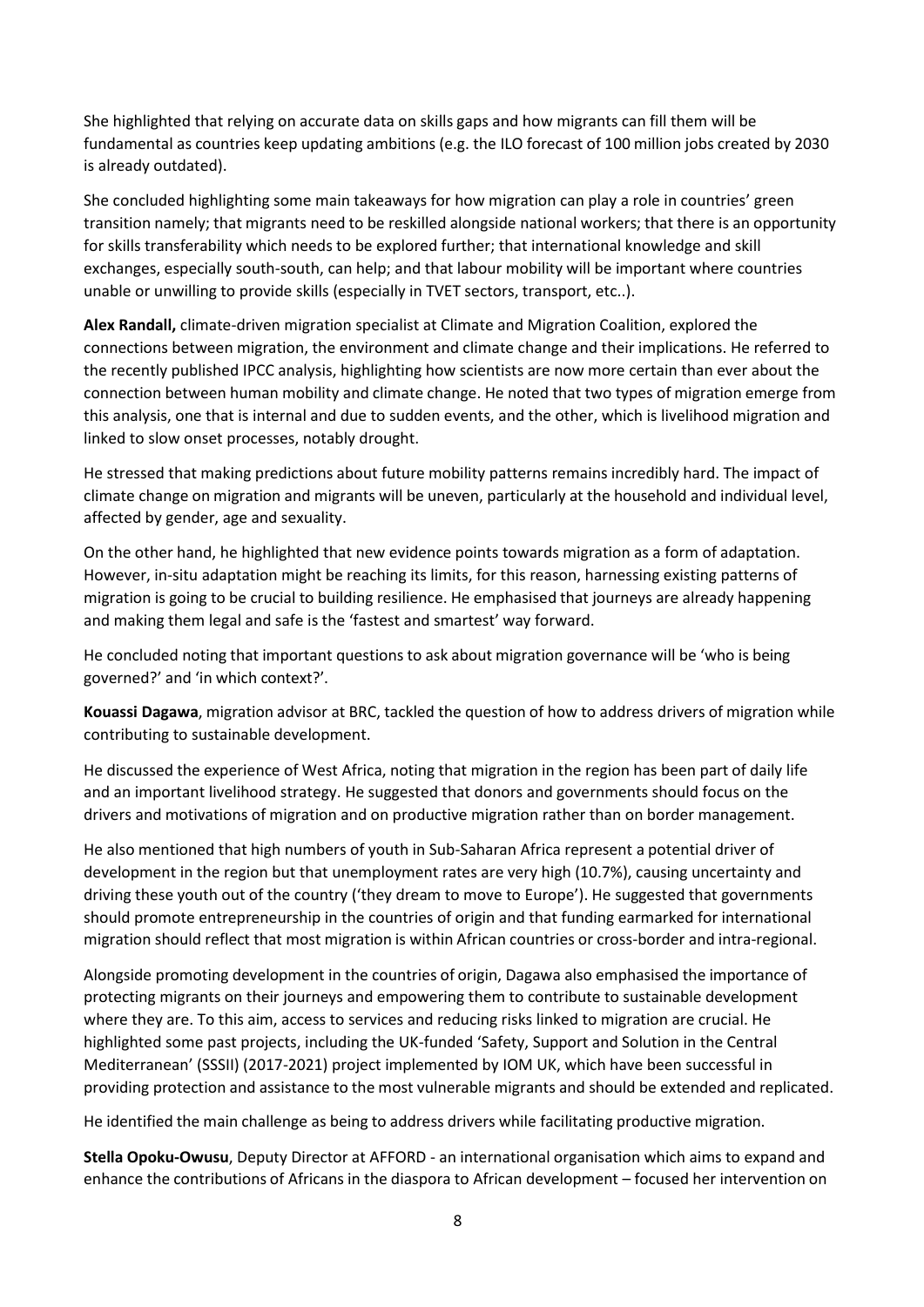She highlighted that relying on accurate data on skills gaps and how migrants can fill them will be fundamental as countries keep updating ambitions (e.g. the ILO forecast of 100 million jobs created by 2030 is already outdated).

She concluded highlighting some main takeaways for how migration can play a role in countries' green transition namely; that migrants need to be reskilled alongside national workers; that there is an opportunity for skills transferability which needs to be explored further; that international knowledge and skill exchanges, especially south-south, can help; and that labour mobility will be important where countries unable or unwilling to provide skills (especially in TVET sectors, transport, etc..).

**Alex Randall,** climate-driven migration specialist at Climate and Migration Coalition, explored the connections between migration, the environment and climate change and their implications. He referred to the recently published IPCC analysis, highlighting how scientists are now more certain than ever about the connection between human mobility and climate change. He noted that two types of migration emerge from this analysis, one that is internal and due to sudden events, and the other, which is livelihood migration and linked to slow onset processes, notably drought.

He stressed that making predictions about future mobility patterns remains incredibly hard. The impact of climate change on migration and migrants will be uneven, particularly at the household and individual level, affected by gender, age and sexuality.

On the other hand, he highlighted that new evidence points towards migration as a form of adaptation. However, in-situ adaptation might be reaching its limits, for this reason, harnessing existing patterns of migration is going to be crucial to building resilience. He emphasised that journeys are already happening and making them legal and safe is the 'fastest and smartest' way forward.

He concluded noting that important questions to ask about migration governance will be 'who is being governed?' and 'in which context?'.

**Kouassi Dagawa**, migration advisor at BRC, tackled the question of how to address drivers of migration while contributing to sustainable development.

He discussed the experience of West Africa, noting that migration in the region has been part of daily life and an important livelihood strategy. He suggested that donors and governments should focus on the drivers and motivations of migration and on productive migration rather than on border management.

He also mentioned that high numbers of youth in Sub-Saharan Africa represent a potential driver of development in the region but that unemployment rates are very high (10.7%), causing uncertainty and driving these youth out of the country ('they dream to move to Europe'). He suggested that governments should promote entrepreneurship in the countries of origin and that funding earmarked for international migration should reflect that most migration is within African countries or cross-border and intra-regional.

Alongside promoting development in the countries of origin, Dagawa also emphasised the importance of protecting migrants on their journeys and empowering them to contribute to sustainable development where they are. To this aim, access to services and reducing risks linked to migration are crucial. He highlighted some past projects, including the UK-funded 'Safety, Support and Solution in the Central Mediterranean' (SSSII) (2017-2021) project implemented by IOM UK, which have been successful in providing protection and assistance to the most vulnerable migrants and should be extended and replicated.

He identified the main challenge as being to address drivers while facilitating productive migration.

**Stella Opoku-Owusu**, Deputy Director at AFFORD - an international organisation which aims to expand and enhance the contributions of Africans in the diaspora to African development – focused her intervention on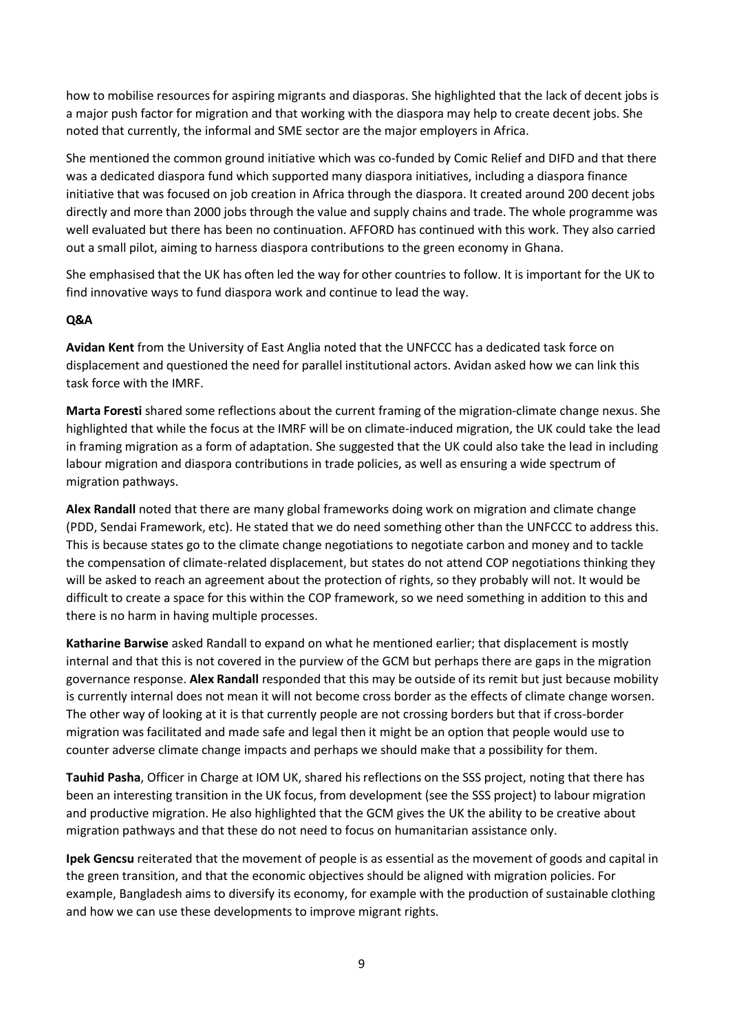how to mobilise resources for aspiring migrants and diasporas. She highlighted that the lack of decent jobs is a major push factor for migration and that working with the diaspora may help to create decent jobs. She noted that currently, the informal and SME sector are the major employers in Africa.

She mentioned the common ground initiative which was co-funded by Comic Relief and DIFD and that there was a dedicated diaspora fund which supported many diaspora initiatives, including a diaspora finance initiative that was focused on job creation in Africa through the diaspora. It created around 200 decent jobs directly and more than 2000 jobs through the value and supply chains and trade. The whole programme was well evaluated but there has been no continuation. AFFORD has continued with this work. They also carried out a small pilot, aiming to harness diaspora contributions to the green economy in Ghana.

She emphasised that the UK has often led the way for other countries to follow. It is important for the UK to find innovative ways to fund diaspora work and continue to lead the way.

**Q&A**

**Avidan Kent** from the University of East Anglia noted that the UNFCCC has a dedicated task force on displacement and questioned the need for parallel institutional actors. Avidan asked how we can link this task force with the IMRF.

**Marta Foresti** shared some reflections about the current framing of the migration-climate change nexus. She highlighted that while the focus at the IMRF will be on climate-induced migration, the UK could take the lead in framing migration as a form of adaptation. She suggested that the UK could also take the lead in including labour migration and diaspora contributions in trade policies, as well as ensuring a wide spectrum of migration pathways.

**Alex Randall** noted that there are many global frameworks doing work on migration and climate change (PDD, Sendai Framework, etc). He stated that we do need something other than the UNFCCC to address this. This is because states go to the climate change negotiations to negotiate carbon and money and to tackle the compensation of climate-related displacement, but states do not attend COP negotiations thinking they will be asked to reach an agreement about the protection of rights, so they probably will not. It would be difficult to create a space for this within the COP framework, so we need something in addition to this and there is no harm in having multiple processes.

**Katharine Barwise** asked Randall to expand on what he mentioned earlier; that displacement is mostly internal and that this is not covered in the purview of the GCM but perhaps there are gaps in the migration governance response. **Alex Randall** responded that this may be outside of its remit but just because mobility is currently internal does not mean it will not become cross border as the effects of climate change worsen. The other way of looking at it is that currently people are not crossing borders but that if cross-border migration was facilitated and made safe and legal then it might be an option that people would use to counter adverse climate change impacts and perhaps we should make that a possibility for them.

**Tauhid Pasha**, Officer in Charge at IOM UK, shared his reflections on the SSS project, noting that there has been an interesting transition in the UK focus, from development (see the SSS project) to labour migration and productive migration. He also highlighted that the GCM gives the UK the ability to be creative about migration pathways and that these do not need to focus on humanitarian assistance only.

**Ipek Gencsu** reiterated that the movement of people is as essential as the movement of goods and capital in the green transition, and that the economic objectives should be aligned with migration policies. For example, Bangladesh aims to diversify its economy, for example with the production of sustainable clothing and how we can use these developments to improve migrant rights.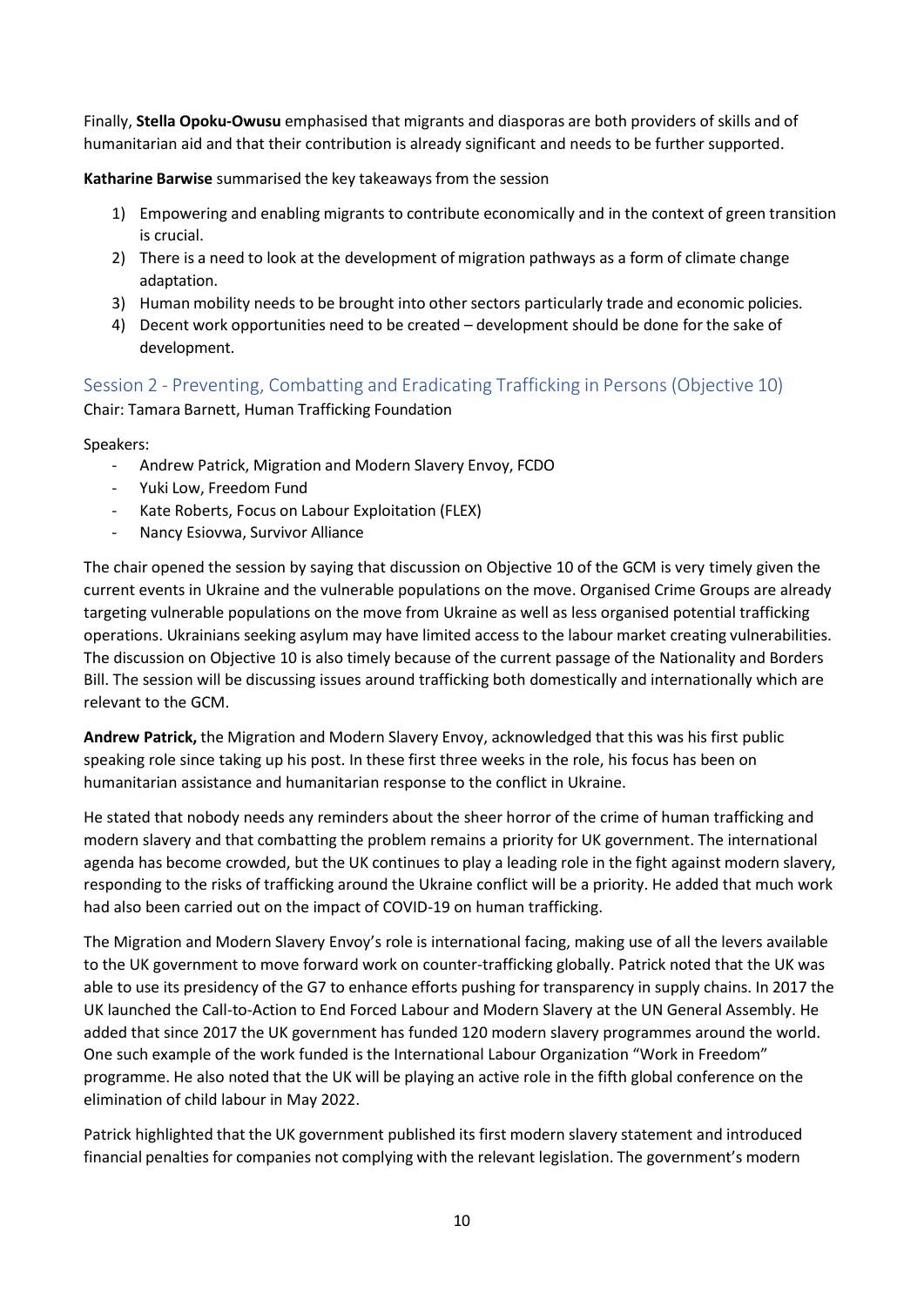Finally, **Stella Opoku-Owusu** emphasised that migrants and diasporas are both providers of skills and of humanitarian aid and that their contribution is already significant and needs to be further supported.

**Katharine Barwise** summarised the key takeaways from the session

1) Empowering and enabling migrants to contribute economically and in the context of green transition is crucial.
2) There is a need to look at the development of migration pathways as a form of climate change adaptation.
3) Human mobility needs to be brought into other sectors particularly trade and economic policies.
4) Decent work opportunities need to be created – development should be done for the sake of development.

## Session 2 - Preventing, Combatting and Eradicating Trafficking in Persons (Objective 10)

Chair: Tamara Barnett, Human Trafficking Foundation

Speakers:

- Andrew Patrick, Migration and Modern Slavery Envoy, FCDO
- Yuki Low, Freedom Fund
- Kate Roberts, Focus on Labour Exploitation (FLEX)
- Nancy Esiovwa, Survivor Alliance

The chair opened the session by saying that discussion on Objective 10 of the GCM is very timely given the current events in Ukraine and the vulnerable populations on the move. Organised Crime Groups are already targeting vulnerable populations on the move from Ukraine as well as less organised potential trafficking operations. Ukrainians seeking asylum may have limited access to the labour market creating vulnerabilities. The discussion on Objective 10 is also timely because of the current passage of the Nationality and Borders Bill. The session will be discussing issues around trafficking both domestically and internationally which are relevant to the GCM.

**Andrew Patrick,** the Migration and Modern Slavery Envoy, acknowledged that this was his first public speaking role since taking up his post. In these first three weeks in the role, his focus has been on humanitarian assistance and humanitarian response to the conflict in Ukraine.

He stated that nobody needs any reminders about the sheer horror of the crime of human trafficking and modern slavery and that combatting the problem remains a priority for UK government. The international agenda has become crowded, but the UK continues to play a leading role in the fight against modern slavery, responding to the risks of trafficking around the Ukraine conflict will be a priority. He added that much work had also been carried out on the impact of COVID-19 on human trafficking.

The Migration and Modern Slavery Envoy's role is international facing, making use of all the levers available to the UK government to move forward work on counter-trafficking globally. Patrick noted that the UK was able to use its presidency of the G7 to enhance efforts pushing for transparency in supply chains. In 2017 the UK launched the Call-to-Action to End Forced Labour and Modern Slavery at the UN General Assembly. He added that since 2017 the UK government has funded 120 modern slavery programmes around the world. One such example of the work funded is the International Labour Organization "Work in Freedom" programme. He also noted that the UK will be playing an active role in the fifth global conference on the elimination of child labour in May 2022.

Patrick highlighted that the UK government published its first modern slavery statement and introduced financial penalties for companies not complying with the relevant legislation. The government's modern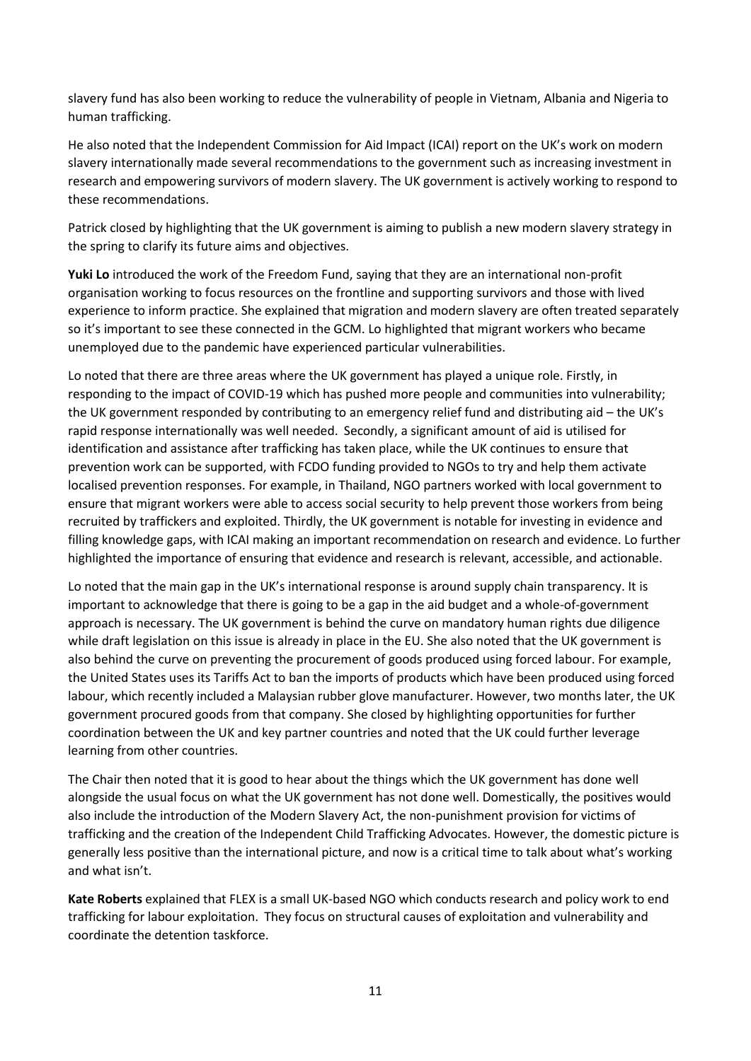slavery fund has also been working to reduce the vulnerability of people in Vietnam, Albania and Nigeria to human trafficking.

He also noted that the Independent Commission for Aid Impact (ICAI) report on the UK's work on modern slavery internationally made several recommendations to the government such as increasing investment in research and empowering survivors of modern slavery. The UK government is actively working to respond to these recommendations.

Patrick closed by highlighting that the UK government is aiming to publish a new modern slavery strategy in the spring to clarify its future aims and objectives.

**Yuki Lo** introduced the work of the Freedom Fund, saying that they are an international non-profit organisation working to focus resources on the frontline and supporting survivors and those with lived experience to inform practice. She explained that migration and modern slavery are often treated separately so it's important to see these connected in the GCM. Lo highlighted that migrant workers who became unemployed due to the pandemic have experienced particular vulnerabilities.

Lo noted that there are three areas where the UK government has played a unique role. Firstly, in responding to the impact of COVID-19 which has pushed more people and communities into vulnerability; the UK government responded by contributing to an emergency relief fund and distributing aid – the UK's rapid response internationally was well needed. Secondly, a significant amount of aid is utilised for identification and assistance after trafficking has taken place, while the UK continues to ensure that prevention work can be supported, with FCDO funding provided to NGOs to try and help them activate localised prevention responses. For example, in Thailand, NGO partners worked with local government to ensure that migrant workers were able to access social security to help prevent those workers from being recruited by traffickers and exploited. Thirdly, the UK government is notable for investing in evidence and filling knowledge gaps, with ICAI making an important recommendation on research and evidence. Lo further highlighted the importance of ensuring that evidence and research is relevant, accessible, and actionable.

Lo noted that the main gap in the UK's international response is around supply chain transparency. It is important to acknowledge that there is going to be a gap in the aid budget and a whole-of-government approach is necessary. The UK government is behind the curve on mandatory human rights due diligence while draft legislation on this issue is already in place in the EU. She also noted that the UK government is also behind the curve on preventing the procurement of goods produced using forced labour. For example, the United States uses its Tariffs Act to ban the imports of products which have been produced using forced labour, which recently included a Malaysian rubber glove manufacturer. However, two months later, the UK government procured goods from that company. She closed by highlighting opportunities for further coordination between the UK and key partner countries and noted that the UK could further leverage learning from other countries.

The Chair then noted that it is good to hear about the things which the UK government has done well alongside the usual focus on what the UK government has not done well. Domestically, the positives would also include the introduction of the Modern Slavery Act, the non-punishment provision for victims of trafficking and the creation of the Independent Child Trafficking Advocates. However, the domestic picture is generally less positive than the international picture, and now is a critical time to talk about what's working and what isn't.

**Kate Roberts** explained that FLEX is a small UK-based NGO which conducts research and policy work to end trafficking for labour exploitation. They focus on structural causes of exploitation and vulnerability and coordinate the detention taskforce.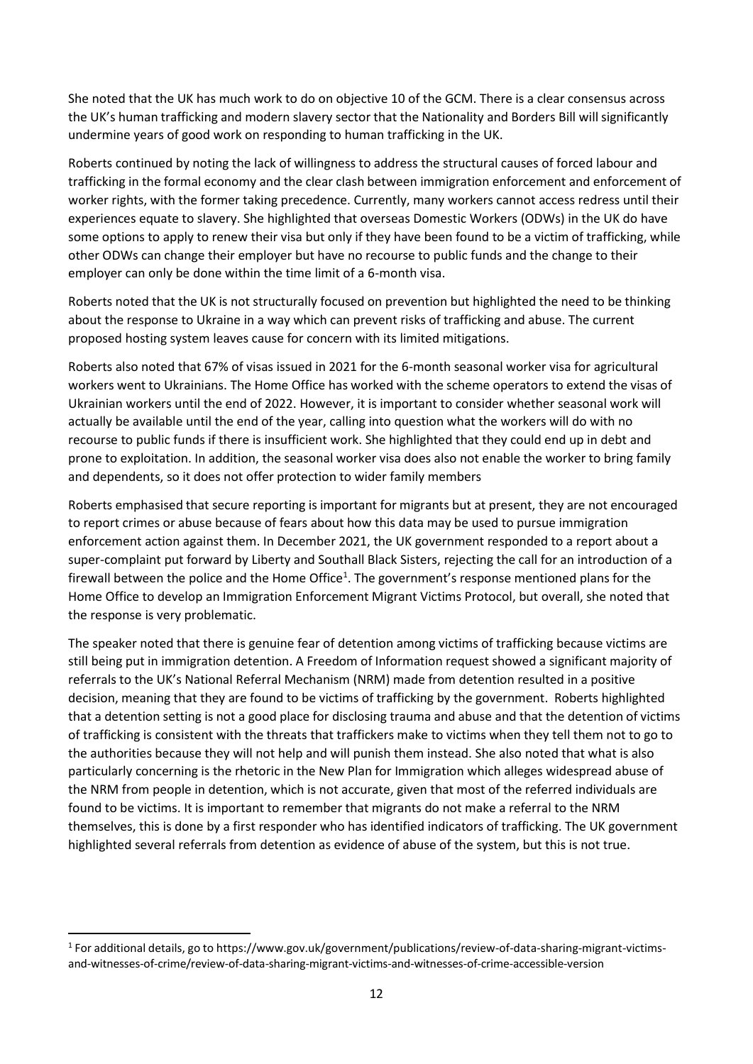She noted that the UK has much work to do on objective 10 of the GCM. There is a clear consensus across the UK's human trafficking and modern slavery sector that the Nationality and Borders Bill will significantly undermine years of good work on responding to human trafficking in the UK.

Roberts continued by noting the lack of willingness to address the structural causes of forced labour and trafficking in the formal economy and the clear clash between immigration enforcement and enforcement of worker rights, with the former taking precedence. Currently, many workers cannot access redress until their experiences equate to slavery. She highlighted that overseas Domestic Workers (ODWs) in the UK do have some options to apply to renew their visa but only if they have been found to be a victim of trafficking, while other ODWs can change their employer but have no recourse to public funds and the change to their employer can only be done within the time limit of a 6-month visa.

Roberts noted that the UK is not structurally focused on prevention but highlighted the need to be thinking about the response to Ukraine in a way which can prevent risks of trafficking and abuse. The current proposed hosting system leaves cause for concern with its limited mitigations.

Roberts also noted that 67% of visas issued in 2021 for the 6-month seasonal worker visa for agricultural workers went to Ukrainians. The Home Office has worked with the scheme operators to extend the visas of Ukrainian workers until the end of 2022. However, it is important to consider whether seasonal work will actually be available until the end of the year, calling into question what the workers will do with no recourse to public funds if there is insufficient work. She highlighted that they could end up in debt and prone to exploitation. In addition, the seasonal worker visa does also not enable the worker to bring family and dependents, so it does not offer protection to wider family members

Roberts emphasised that secure reporting is important for migrants but at present, they are not encouraged to report crimes or abuse because of fears about how this data may be used to pursue immigration enforcement action against them. In December 2021, the UK government responded to a report about a super-complaint put forward by Liberty and Southall Black Sisters, rejecting the call for an introduction of a firewall between the police and the Home Office[1]. The government's response mentioned plans for the Home Office to develop an Immigration Enforcement Migrant Victims Protocol, but overall, she noted that the response is very problematic.

The speaker noted that there is genuine fear of detention among victims of trafficking because victims are still being put in immigration detention. A Freedom of Information request showed a significant majority of referrals to the UK's National Referral Mechanism (NRM) made from detention resulted in a positive decision, meaning that they are found to be victims of trafficking by the government. Roberts highlighted that a detention setting is not a good place for disclosing trauma and abuse and that the detention of victims of trafficking is consistent with the threats that traffickers make to victims when they tell them not to go to the authorities because they will not help and will punish them instead. She also noted that what is also particularly concerning is the rhetoric in the New Plan for Immigration which alleges widespread abuse of the NRM from people in detention, which is not accurate, given that most of the referred individuals are found to be victims. It is important to remember that migrants do not make a referral to the NRM themselves, this is done by a first responder who has identified indicators of trafficking. The UK government highlighted several referrals from detention as evidence of abuse of the system, but this is not true.

[1] For additional details, go to https://www.gov.uk/government/publications/review-of-data-sharing-migrant-victims-and-witnesses-of-crime/review-of-data-sharing-migrant-victims-and-witnesses-of-crime-accessible-version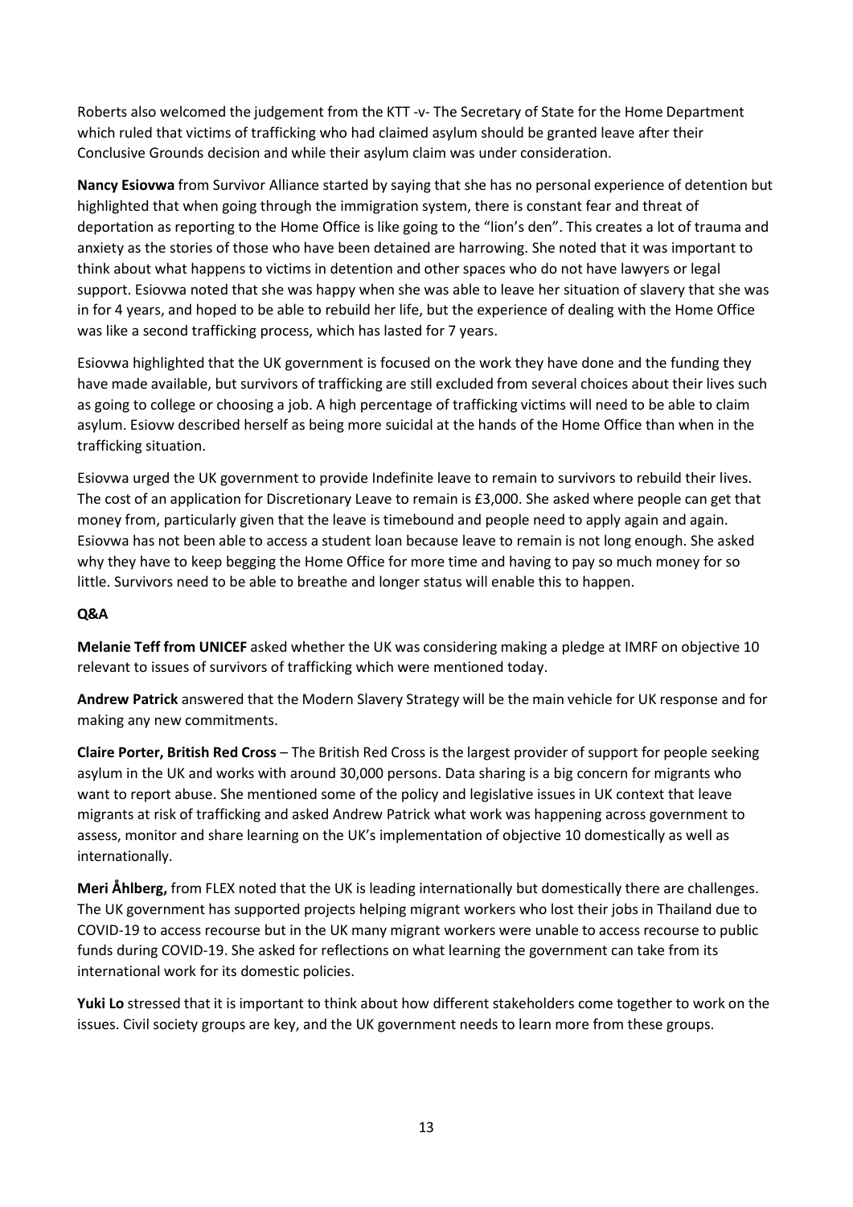Roberts also welcomed the judgement from the KTT -v- The Secretary of State for the Home Department which ruled that victims of trafficking who had claimed asylum should be granted leave after their Conclusive Grounds decision and while their asylum claim was under consideration.

**Nancy Esiovwa** from Survivor Alliance started by saying that she has no personal experience of detention but highlighted that when going through the immigration system, there is constant fear and threat of deportation as reporting to the Home Office is like going to the "lion's den". This creates a lot of trauma and anxiety as the stories of those who have been detained are harrowing. She noted that it was important to think about what happens to victims in detention and other spaces who do not have lawyers or legal support. Esiovwa noted that she was happy when she was able to leave her situation of slavery that she was in for 4 years, and hoped to be able to rebuild her life, but the experience of dealing with the Home Office was like a second trafficking process, which has lasted for 7 years.

Esiovwa highlighted that the UK government is focused on the work they have done and the funding they have made available, but survivors of trafficking are still excluded from several choices about their lives such as going to college or choosing a job. A high percentage of trafficking victims will need to be able to claim asylum. Esiovw described herself as being more suicidal at the hands of the Home Office than when in the trafficking situation.

Esiovwa urged the UK government to provide Indefinite leave to remain to survivors to rebuild their lives. The cost of an application for Discretionary Leave to remain is £3,000. She asked where people can get that money from, particularly given that the leave is timebound and people need to apply again and again. Esiovwa has not been able to access a student loan because leave to remain is not long enough. She asked why they have to keep begging the Home Office for more time and having to pay so much money for so little. Survivors need to be able to breathe and longer status will enable this to happen.

**Q&A**

**Melanie Teff from UNICEF** asked whether the UK was considering making a pledge at IMRF on objective 10 relevant to issues of survivors of trafficking which were mentioned today.

**Andrew Patrick** answered that the Modern Slavery Strategy will be the main vehicle for UK response and for making any new commitments.

**Claire Porter, British Red Cross** – The British Red Cross is the largest provider of support for people seeking asylum in the UK and works with around 30,000 persons. Data sharing is a big concern for migrants who want to report abuse. She mentioned some of the policy and legislative issues in UK context that leave migrants at risk of trafficking and asked Andrew Patrick what work was happening across government to assess, monitor and share learning on the UK's implementation of objective 10 domestically as well as internationally.

**Meri Åhlberg,** from FLEX noted that the UK is leading internationally but domestically there are challenges. The UK government has supported projects helping migrant workers who lost their jobs in Thailand due to COVID-19 to access recourse but in the UK many migrant workers were unable to access recourse to public funds during COVID-19. She asked for reflections on what learning the government can take from its international work for its domestic policies.

**Yuki Lo** stressed that it is important to think about how different stakeholders come together to work on the issues. Civil society groups are key, and the UK government needs to learn more from these groups.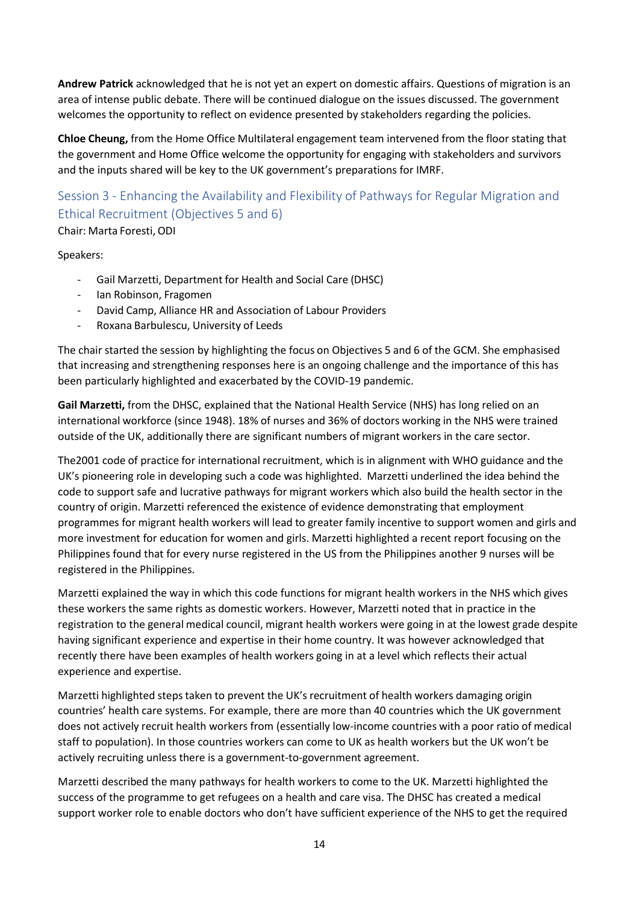**Andrew Patrick** acknowledged that he is not yet an expert on domestic affairs. Questions of migration is an area of intense public debate. There will be continued dialogue on the issues discussed. The government welcomes the opportunity to reflect on evidence presented by stakeholders regarding the policies.

**Chloe Cheung,** from the Home Office Multilateral engagement team intervened from the floor stating that the government and Home Office welcome the opportunity for engaging with stakeholders and survivors and the inputs shared will be key to the UK government's preparations for IMRF.

## Session 3 - Enhancing the Availability and Flexibility of Pathways for Regular Migration and Ethical Recruitment (Objectives 5 and 6)

Chair: Marta Foresti, ODI

Speakers:

- Gail Marzetti, Department for Health and Social Care (DHSC)
- Ian Robinson, Fragomen
- David Camp, Alliance HR and Association of Labour Providers
- Roxana Barbulescu, University of Leeds

The chair started the session by highlighting the focus on Objectives 5 and 6 of the GCM. She emphasised that increasing and strengthening responses here is an ongoing challenge and the importance of this has been particularly highlighted and exacerbated by the COVID-19 pandemic.

**Gail Marzetti,** from the DHSC, explained that the National Health Service (NHS) has long relied on an international workforce (since 1948). 18% of nurses and 36% of doctors working in the NHS were trained outside of the UK, additionally there are significant numbers of migrant workers in the care sector.

The2001 code of practice for international recruitment, which is in alignment with WHO guidance and the UK's pioneering role in developing such a code was highlighted. Marzetti underlined the idea behind the code to support safe and lucrative pathways for migrant workers which also build the health sector in the country of origin. Marzetti referenced the existence of evidence demonstrating that employment programmes for migrant health workers will lead to greater family incentive to support women and girls and more investment for education for women and girls. Marzetti highlighted a recent report focusing on the Philippines found that for every nurse registered in the US from the Philippines another 9 nurses will be registered in the Philippines.

Marzetti explained the way in which this code functions for migrant health workers in the NHS which gives these workers the same rights as domestic workers. However, Marzetti noted that in practice in the registration to the general medical council, migrant health workers were going in at the lowest grade despite having significant experience and expertise in their home country. It was however acknowledged that recently there have been examples of health workers going in at a level which reflects their actual experience and expertise.

Marzetti highlighted steps taken to prevent the UK's recruitment of health workers damaging origin countries' health care systems. For example, there are more than 40 countries which the UK government does not actively recruit health workers from (essentially low-income countries with a poor ratio of medical staff to population). In those countries workers can come to UK as health workers but the UK won't be actively recruiting unless there is a government-to-government agreement.

Marzetti described the many pathways for health workers to come to the UK. Marzetti highlighted the success of the programme to get refugees on a health and care visa. The DHSC has created a medical support worker role to enable doctors who don't have sufficient experience of the NHS to get the required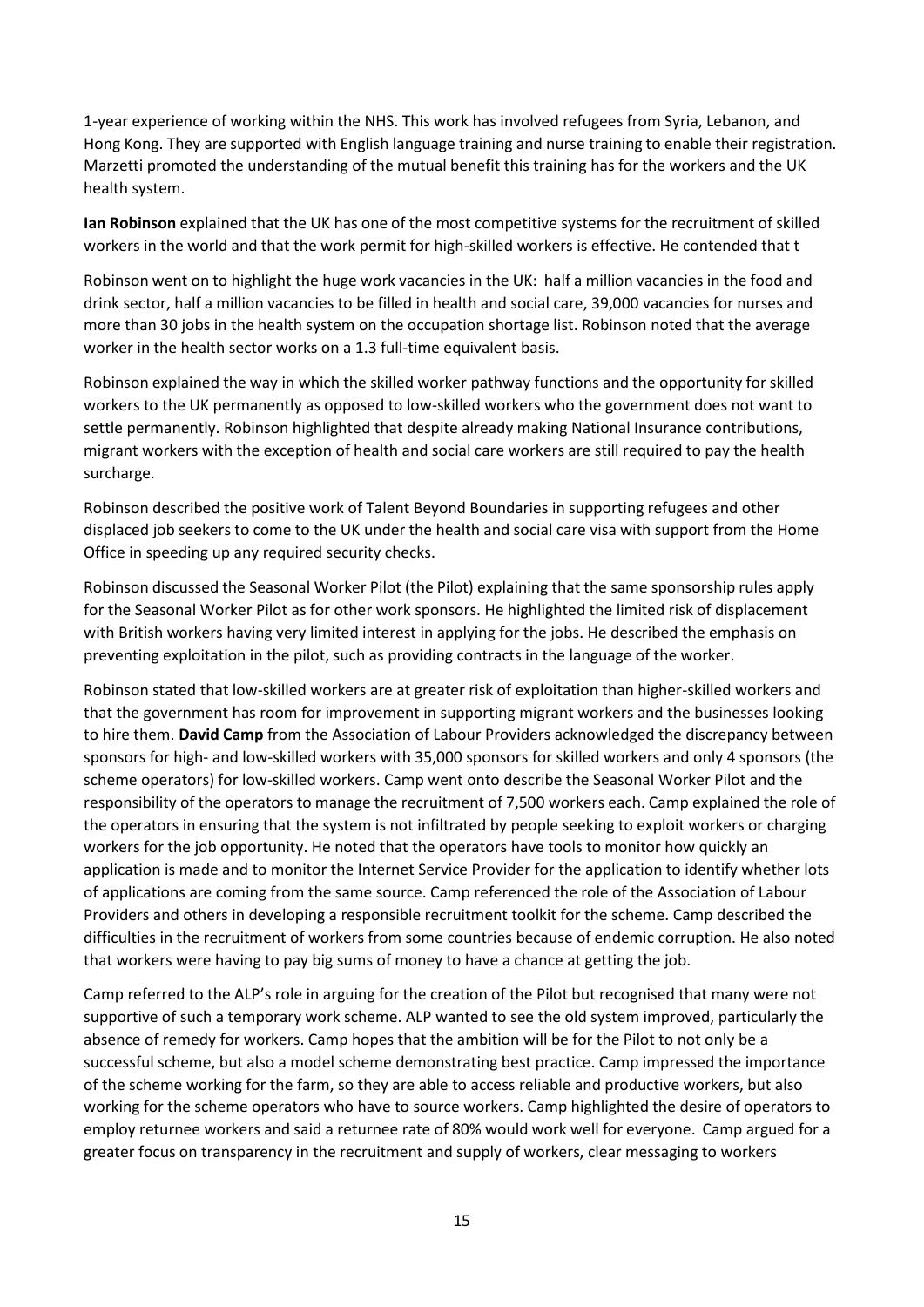1-year experience of working within the NHS. This work has involved refugees from Syria, Lebanon, and Hong Kong. They are supported with English language training and nurse training to enable their registration. Marzetti promoted the understanding of the mutual benefit this training has for the workers and the UK health system.

**Ian Robinson** explained that the UK has one of the most competitive systems for the recruitment of skilled workers in the world and that the work permit for high-skilled workers is effective. He contended that t

Robinson went on to highlight the huge work vacancies in the UK: half a million vacancies in the food and drink sector, half a million vacancies to be filled in health and social care, 39,000 vacancies for nurses and more than 30 jobs in the health system on the occupation shortage list. Robinson noted that the average worker in the health sector works on a 1.3 full-time equivalent basis.

Robinson explained the way in which the skilled worker pathway functions and the opportunity for skilled workers to the UK permanently as opposed to low-skilled workers who the government does not want to settle permanently. Robinson highlighted that despite already making National Insurance contributions, migrant workers with the exception of health and social care workers are still required to pay the health surcharge.

Robinson described the positive work of Talent Beyond Boundaries in supporting refugees and other displaced job seekers to come to the UK under the health and social care visa with support from the Home Office in speeding up any required security checks.

Robinson discussed the Seasonal Worker Pilot (the Pilot) explaining that the same sponsorship rules apply for the Seasonal Worker Pilot as for other work sponsors. He highlighted the limited risk of displacement with British workers having very limited interest in applying for the jobs. He described the emphasis on preventing exploitation in the pilot, such as providing contracts in the language of the worker.

Robinson stated that low-skilled workers are at greater risk of exploitation than higher-skilled workers and that the government has room for improvement in supporting migrant workers and the businesses looking to hire them. **David Camp** from the Association of Labour Providers acknowledged the discrepancy between sponsors for high- and low-skilled workers with 35,000 sponsors for skilled workers and only 4 sponsors (the scheme operators) for low-skilled workers. Camp went onto describe the Seasonal Worker Pilot and the responsibility of the operators to manage the recruitment of 7,500 workers each. Camp explained the role of the operators in ensuring that the system is not infiltrated by people seeking to exploit workers or charging workers for the job opportunity. He noted that the operators have tools to monitor how quickly an application is made and to monitor the Internet Service Provider for the application to identify whether lots of applications are coming from the same source. Camp referenced the role of the Association of Labour Providers and others in developing a responsible recruitment toolkit for the scheme. Camp described the difficulties in the recruitment of workers from some countries because of endemic corruption. He also noted that workers were having to pay big sums of money to have a chance at getting the job.

Camp referred to the ALP's role in arguing for the creation of the Pilot but recognised that many were not supportive of such a temporary work scheme. ALP wanted to see the old system improved, particularly the absence of remedy for workers. Camp hopes that the ambition will be for the Pilot to not only be a successful scheme, but also a model scheme demonstrating best practice. Camp impressed the importance of the scheme working for the farm, so they are able to access reliable and productive workers, but also working for the scheme operators who have to source workers. Camp highlighted the desire of operators to employ returnee workers and said a returnee rate of 80% would work well for everyone. Camp argued for a greater focus on transparency in the recruitment and supply of workers, clear messaging to workers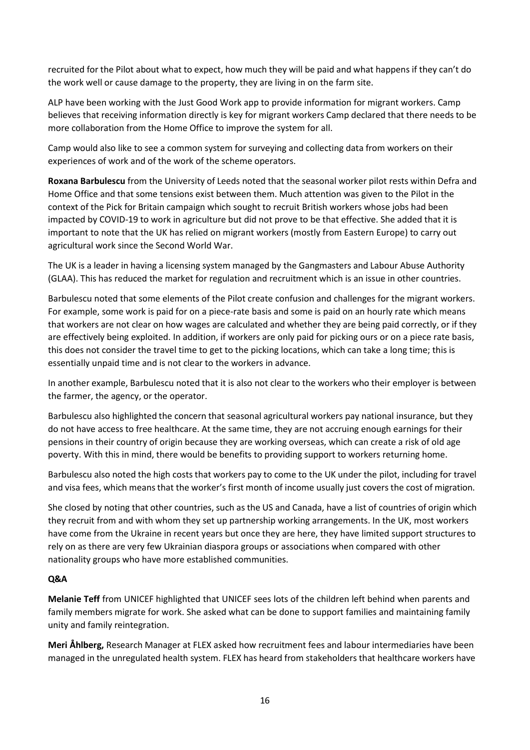recruited for the Pilot about what to expect, how much they will be paid and what happens if they can't do the work well or cause damage to the property, they are living in on the farm site.

ALP have been working with the Just Good Work app to provide information for migrant workers. Camp believes that receiving information directly is key for migrant workers Camp declared that there needs to be more collaboration from the Home Office to improve the system for all.

Camp would also like to see a common system for surveying and collecting data from workers on their experiences of work and of the work of the scheme operators.

**Roxana Barbulescu** from the University of Leeds noted that the seasonal worker pilot rests within Defra and Home Office and that some tensions exist between them. Much attention was given to the Pilot in the context of the Pick for Britain campaign which sought to recruit British workers whose jobs had been impacted by COVID-19 to work in agriculture but did not prove to be that effective. She added that it is important to note that the UK has relied on migrant workers (mostly from Eastern Europe) to carry out agricultural work since the Second World War.

The UK is a leader in having a licensing system managed by the Gangmasters and Labour Abuse Authority (GLAA). This has reduced the market for regulation and recruitment which is an issue in other countries.

Barbulescu noted that some elements of the Pilot create confusion and challenges for the migrant workers. For example, some work is paid for on a piece-rate basis and some is paid on an hourly rate which means that workers are not clear on how wages are calculated and whether they are being paid correctly, or if they are effectively being exploited. In addition, if workers are only paid for picking ours or on a piece rate basis, this does not consider the travel time to get to the picking locations, which can take a long time; this is essentially unpaid time and is not clear to the workers in advance.

In another example, Barbulescu noted that it is also not clear to the workers who their employer is between the farmer, the agency, or the operator.

Barbulescu also highlighted the concern that seasonal agricultural workers pay national insurance, but they do not have access to free healthcare. At the same time, they are not accruing enough earnings for their pensions in their country of origin because they are working overseas, which can create a risk of old age poverty. With this in mind, there would be benefits to providing support to workers returning home.

Barbulescu also noted the high costs that workers pay to come to the UK under the pilot, including for travel and visa fees, which means that the worker's first month of income usually just covers the cost of migration.

She closed by noting that other countries, such as the US and Canada, have a list of countries of origin which they recruit from and with whom they set up partnership working arrangements. In the UK, most workers have come from the Ukraine in recent years but once they are here, they have limited support structures to rely on as there are very few Ukrainian diaspora groups or associations when compared with other nationality groups who have more established communities.

**Q&A**

**Melanie Teff** from UNICEF highlighted that UNICEF sees lots of the children left behind when parents and family members migrate for work. She asked what can be done to support families and maintaining family unity and family reintegration.

**Meri Åhlberg,** Research Manager at FLEX asked how recruitment fees and labour intermediaries have been managed in the unregulated health system. FLEX has heard from stakeholders that healthcare workers have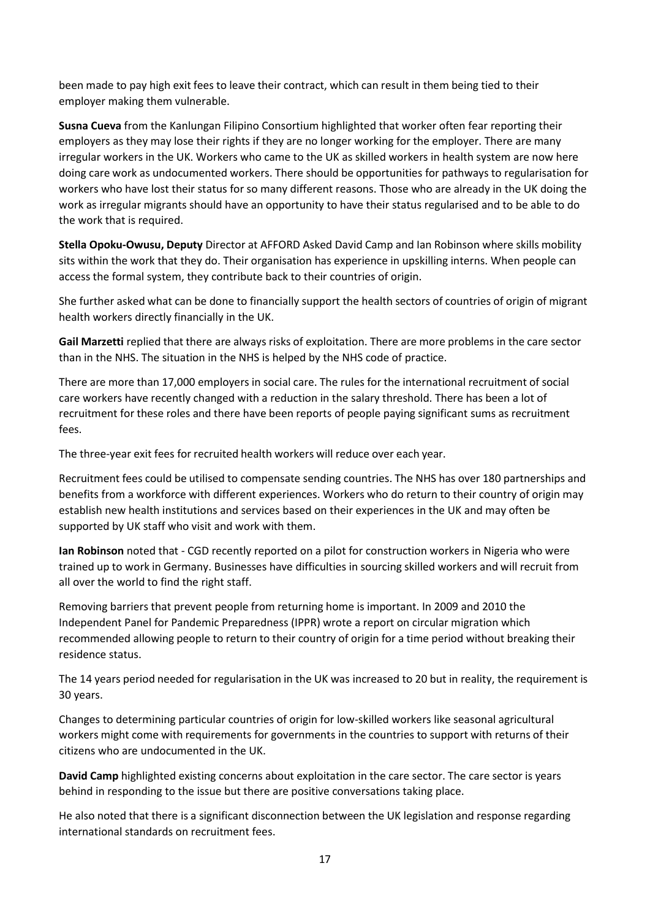been made to pay high exit fees to leave their contract, which can result in them being tied to their employer making them vulnerable.

**Susna Cueva** from the Kanlungan Filipino Consortium highlighted that worker often fear reporting their employers as they may lose their rights if they are no longer working for the employer. There are many irregular workers in the UK. Workers who came to the UK as skilled workers in health system are now here doing care work as undocumented workers. There should be opportunities for pathways to regularisation for workers who have lost their status for so many different reasons. Those who are already in the UK doing the work as irregular migrants should have an opportunity to have their status regularised and to be able to do the work that is required.

**Stella Opoku-Owusu, Deputy** Director at AFFORD Asked David Camp and Ian Robinson where skills mobility sits within the work that they do. Their organisation has experience in upskilling interns. When people can access the formal system, they contribute back to their countries of origin.

She further asked what can be done to financially support the health sectors of countries of origin of migrant health workers directly financially in the UK.

**Gail Marzetti** replied that there are always risks of exploitation. There are more problems in the care sector than in the NHS. The situation in the NHS is helped by the NHS code of practice.

There are more than 17,000 employers in social care. The rules for the international recruitment of social care workers have recently changed with a reduction in the salary threshold. There has been a lot of recruitment for these roles and there have been reports of people paying significant sums as recruitment fees.

The three-year exit fees for recruited health workers will reduce over each year.

Recruitment fees could be utilised to compensate sending countries. The NHS has over 180 partnerships and benefits from a workforce with different experiences. Workers who do return to their country of origin may establish new health institutions and services based on their experiences in the UK and may often be supported by UK staff who visit and work with them.

**Ian Robinson** noted that - CGD recently reported on a pilot for construction workers in Nigeria who were trained up to work in Germany. Businesses have difficulties in sourcing skilled workers and will recruit from all over the world to find the right staff.

Removing barriers that prevent people from returning home is important. In 2009 and 2010 the Independent Panel for Pandemic Preparedness (IPPR) wrote a report on circular migration which recommended allowing people to return to their country of origin for a time period without breaking their residence status.

The 14 years period needed for regularisation in the UK was increased to 20 but in reality, the requirement is 30 years.

Changes to determining particular countries of origin for low-skilled workers like seasonal agricultural workers might come with requirements for governments in the countries to support with returns of their citizens who are undocumented in the UK.

**David Camp** highlighted existing concerns about exploitation in the care sector. The care sector is years behind in responding to the issue but there are positive conversations taking place.

He also noted that there is a significant disconnection between the UK legislation and response regarding international standards on recruitment fees.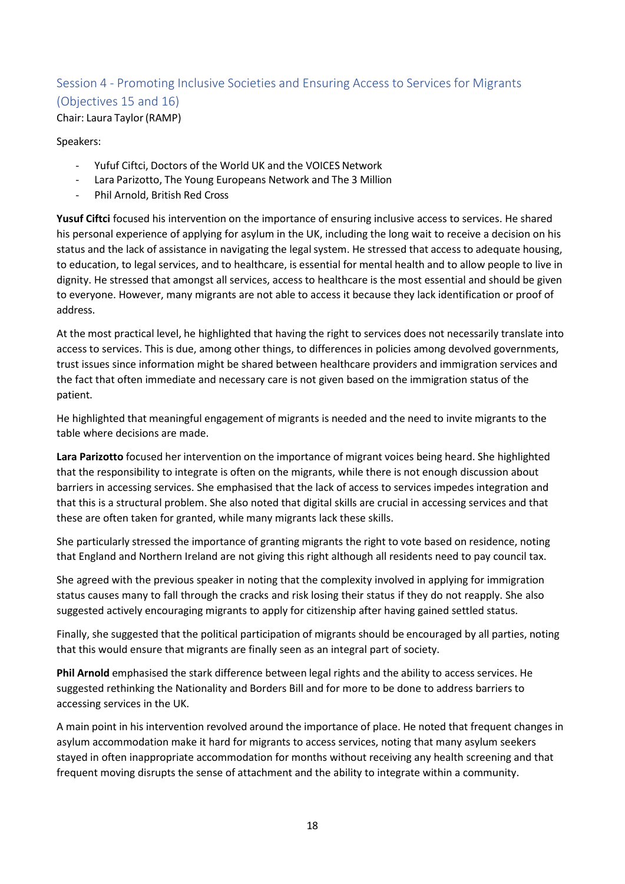## Session 4 - Promoting Inclusive Societies and Ensuring Access to Services for Migrants (Objectives 15 and 16)

Chair: Laura Taylor (RAMP)

Speakers:

- Yufuf Ciftci, Doctors of the World UK and the VOICES Network
- Lara Parizotto, The Young Europeans Network and The 3 Million
- Phil Arnold, British Red Cross

**Yusuf Ciftci** focused his intervention on the importance of ensuring inclusive access to services. He shared his personal experience of applying for asylum in the UK, including the long wait to receive a decision on his status and the lack of assistance in navigating the legal system. He stressed that access to adequate housing, to education, to legal services, and to healthcare, is essential for mental health and to allow people to live in dignity. He stressed that amongst all services, access to healthcare is the most essential and should be given to everyone. However, many migrants are not able to access it because they lack identification or proof of address.

At the most practical level, he highlighted that having the right to services does not necessarily translate into access to services. This is due, among other things, to differences in policies among devolved governments, trust issues since information might be shared between healthcare providers and immigration services and the fact that often immediate and necessary care is not given based on the immigration status of the patient.

He highlighted that meaningful engagement of migrants is needed and the need to invite migrants to the table where decisions are made.

**Lara Parizotto** focused her intervention on the importance of migrant voices being heard. She highlighted that the responsibility to integrate is often on the migrants, while there is not enough discussion about barriers in accessing services. She emphasised that the lack of access to services impedes integration and that this is a structural problem. She also noted that digital skills are crucial in accessing services and that these are often taken for granted, while many migrants lack these skills.

She particularly stressed the importance of granting migrants the right to vote based on residence, noting that England and Northern Ireland are not giving this right although all residents need to pay council tax.

She agreed with the previous speaker in noting that the complexity involved in applying for immigration status causes many to fall through the cracks and risk losing their status if they do not reapply. She also suggested actively encouraging migrants to apply for citizenship after having gained settled status.

Finally, she suggested that the political participation of migrants should be encouraged by all parties, noting that this would ensure that migrants are finally seen as an integral part of society.

**Phil Arnold** emphasised the stark difference between legal rights and the ability to access services. He suggested rethinking the Nationality and Borders Bill and for more to be done to address barriers to accessing services in the UK.

A main point in his intervention revolved around the importance of place. He noted that frequent changes in asylum accommodation make it hard for migrants to access services, noting that many asylum seekers stayed in often inappropriate accommodation for months without receiving any health screening and that frequent moving disrupts the sense of attachment and the ability to integrate within a community.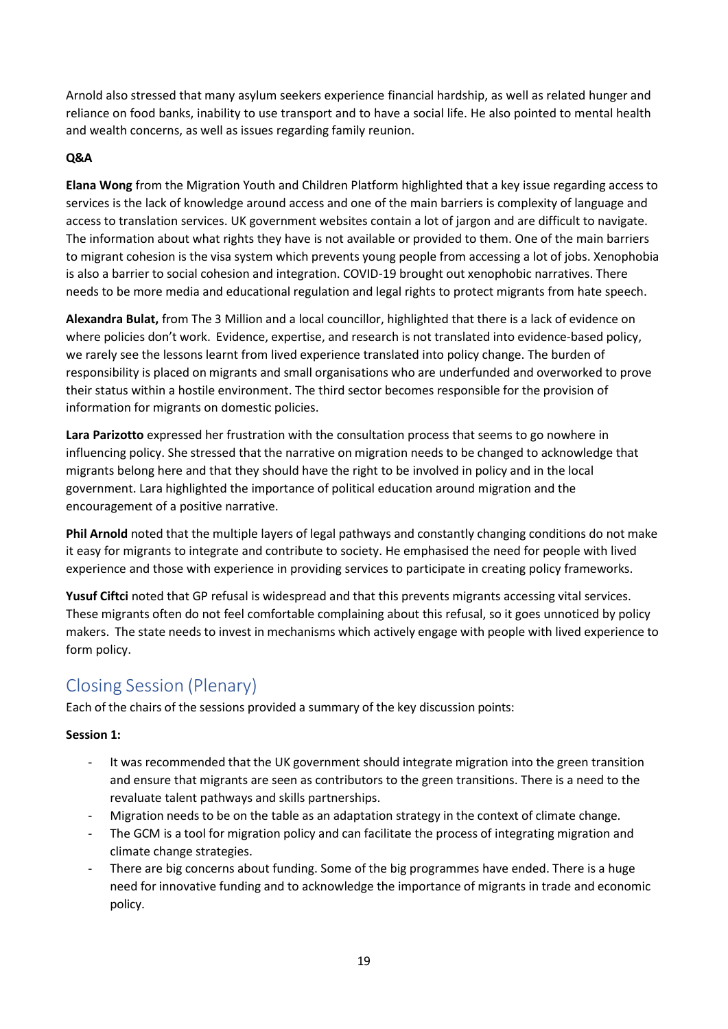Arnold also stressed that many asylum seekers experience financial hardship, as well as related hunger and reliance on food banks, inability to use transport and to have a social life. He also pointed to mental health and wealth concerns, as well as issues regarding family reunion.

**Q&A**

**Elana Wong** from the Migration Youth and Children Platform highlighted that a key issue regarding access to services is the lack of knowledge around access and one of the main barriers is complexity of language and access to translation services. UK government websites contain a lot of jargon and are difficult to navigate. The information about what rights they have is not available or provided to them. One of the main barriers to migrant cohesion is the visa system which prevents young people from accessing a lot of jobs. Xenophobia is also a barrier to social cohesion and integration. COVID-19 brought out xenophobic narratives. There needs to be more media and educational regulation and legal rights to protect migrants from hate speech.

**Alexandra Bulat,** from The 3 Million and a local councillor, highlighted that there is a lack of evidence on where policies don't work. Evidence, expertise, and research is not translated into evidence-based policy, we rarely see the lessons learnt from lived experience translated into policy change. The burden of responsibility is placed on migrants and small organisations who are underfunded and overworked to prove their status within a hostile environment. The third sector becomes responsible for the provision of information for migrants on domestic policies.

**Lara Parizotto** expressed her frustration with the consultation process that seems to go nowhere in influencing policy. She stressed that the narrative on migration needs to be changed to acknowledge that migrants belong here and that they should have the right to be involved in policy and in the local government. Lara highlighted the importance of political education around migration and the encouragement of a positive narrative.

**Phil Arnold** noted that the multiple layers of legal pathways and constantly changing conditions do not make it easy for migrants to integrate and contribute to society. He emphasised the need for people with lived experience and those with experience in providing services to participate in creating policy frameworks.

**Yusuf Ciftci** noted that GP refusal is widespread and that this prevents migrants accessing vital services. These migrants often do not feel comfortable complaining about this refusal, so it goes unnoticed by policy makers. The state needs to invest in mechanisms which actively engage with people with lived experience to form policy.

## Closing Session (Plenary)

Each of the chairs of the sessions provided a summary of the key discussion points:

**Session 1:**

- It was recommended that the UK government should integrate migration into the green transition and ensure that migrants are seen as contributors to the green transitions. There is a need to the revaluate talent pathways and skills partnerships.
- Migration needs to be on the table as an adaptation strategy in the context of climate change.
- The GCM is a tool for migration policy and can facilitate the process of integrating migration and climate change strategies.
- There are big concerns about funding. Some of the big programmes have ended. There is a huge need for innovative funding and to acknowledge the importance of migrants in trade and economic policy.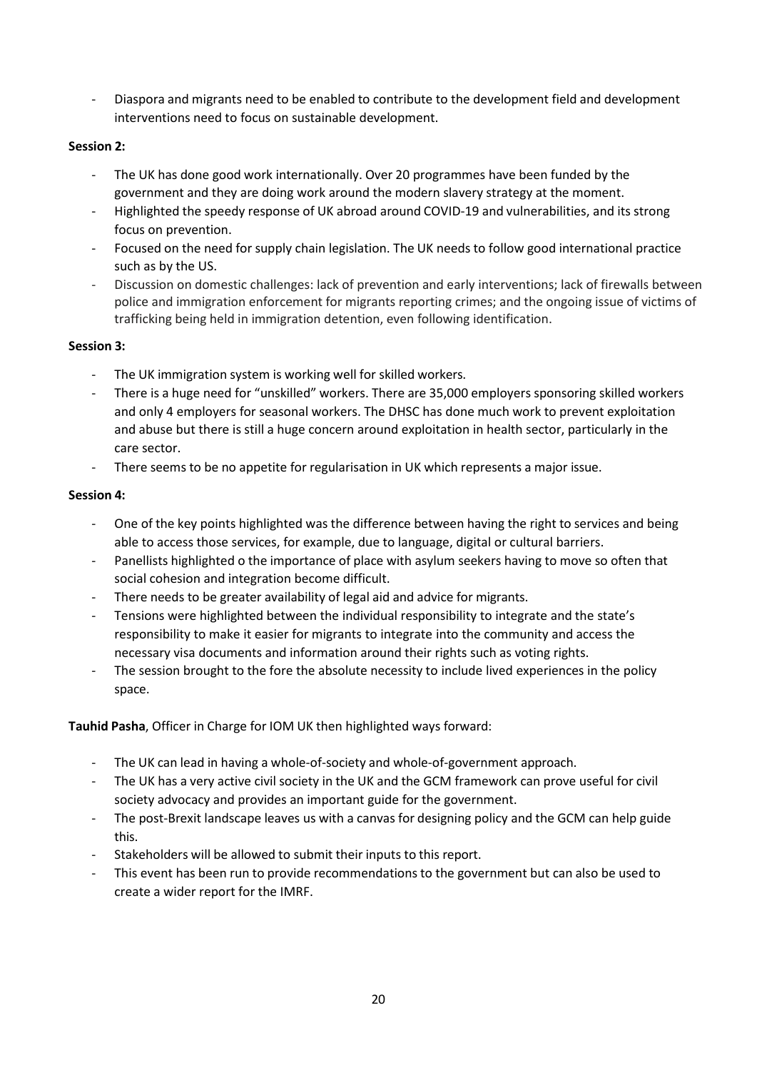- Diaspora and migrants need to be enabled to contribute to the development field and development interventions need to focus on sustainable development.

**Session 2:**

- The UK has done good work internationally. Over 20 programmes have been funded by the government and they are doing work around the modern slavery strategy at the moment.
- Highlighted the speedy response of UK abroad around COVID-19 and vulnerabilities, and its strong focus on prevention.
- Focused on the need for supply chain legislation. The UK needs to follow good international practice such as by the US.
- Discussion on domestic challenges: lack of prevention and early interventions; lack of firewalls between police and immigration enforcement for migrants reporting crimes; and the ongoing issue of victims of trafficking being held in immigration detention, even following identification.

**Session 3:**

- The UK immigration system is working well for skilled workers.
- There is a huge need for "unskilled" workers. There are 35,000 employers sponsoring skilled workers and only 4 employers for seasonal workers. The DHSC has done much work to prevent exploitation and abuse but there is still a huge concern around exploitation in health sector, particularly in the care sector.
- There seems to be no appetite for regularisation in UK which represents a major issue.

**Session 4:**

- One of the key points highlighted was the difference between having the right to services and being able to access those services, for example, due to language, digital or cultural barriers.
- Panellists highlighted o the importance of place with asylum seekers having to move so often that social cohesion and integration become difficult.
- There needs to be greater availability of legal aid and advice for migrants.
- Tensions were highlighted between the individual responsibility to integrate and the state's responsibility to make it easier for migrants to integrate into the community and access the necessary visa documents and information around their rights such as voting rights.
- The session brought to the fore the absolute necessity to include lived experiences in the policy space.

**Tauhid Pasha**, Officer in Charge for IOM UK then highlighted ways forward:

- The UK can lead in having a whole-of-society and whole-of-government approach.
- The UK has a very active civil society in the UK and the GCM framework can prove useful for civil society advocacy and provides an important guide for the government.
- The post-Brexit landscape leaves us with a canvas for designing policy and the GCM can help guide this.
- Stakeholders will be allowed to submit their inputs to this report.
- This event has been run to provide recommendations to the government but can also be used to create a wider report for the IMRF.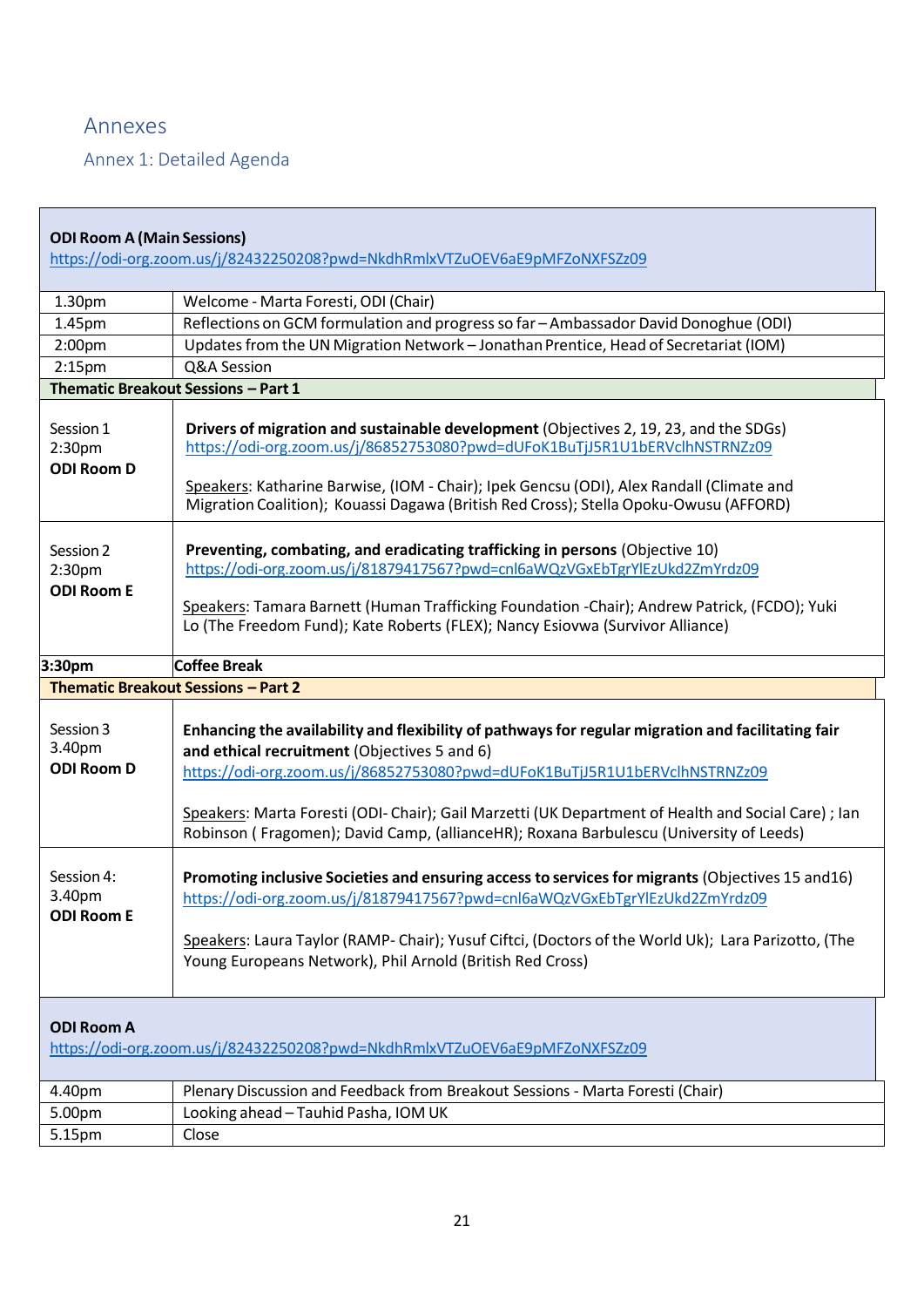# Annexes

## Annex 1: Detailed Agenda

| **ODI Room A (Main Sessions)**<br>https://odi-org.zoom.us/j/82432250208?pwd=NkdhRmlxVTZuOEV6aE9pMFZoNXFSZz09 | |
|---|---|
| 1.30pm | Welcome - Marta Foresti, ODI (Chair) |
| 1.45pm | Reflections on GCM formulation and progress so far – Ambassador David Donoghue (ODI) |
| 2:00pm | Updates from the UN Migration Network – Jonathan Prentice, Head of Secretariat (IOM) |
| 2:15pm | Q&A Session |
| **Thematic Breakout Sessions – Part 1** | |
| Session 1<br>2:30pm<br>**ODI Room D** | **Drivers of migration and sustainable development** (Objectives 2, 19, 23, and the SDGs)<br>https://odi-org.zoom.us/j/86852753080?pwd=dUFoK1BuTjJ5R1U1bERVclhNSTRNZz09<br><br>Speakers: Katharine Barwise, (IOM - Chair); Ipek Gencsu (ODI), Alex Randall (Climate and Migration Coalition); Kouassi Dagawa (British Red Cross); Stella Opoku-Owusu (AFFORD) |
| Session 2<br>2:30pm<br>**ODI Room E** | **Preventing, combating, and eradicating trafficking in persons** (Objective 10)<br>https://odi-org.zoom.us/j/81879417567?pwd=cnl6aWQzVGxEbTgrYlEzUkd2ZmYrdz09<br><br>Speakers: Tamara Barnett (Human Trafficking Foundation -Chair); Andrew Patrick, (FCDO); Yuki Lo (The Freedom Fund); Kate Roberts (FLEX); Nancy Esiovwa (Survivor Alliance) |
| **3:30pm** | **Coffee Break** |
| **Thematic Breakout Sessions – Part 2** | |
| Session 3<br>3.40pm<br>**ODI Room D** | **Enhancing the availability and flexibility of pathways for regular migration and facilitating fair and ethical recruitment** (Objectives 5 and 6)<br>https://odi-org.zoom.us/j/86852753080?pwd=dUFoK1BuTjJ5R1U1bERVclhNSTRNZz09<br><br>Speakers: Marta Foresti (ODI- Chair); Gail Marzetti (UK Department of Health and Social Care) ; Ian Robinson ( Fragomen); David Camp, (allianceHR); Roxana Barbulescu (University of Leeds) |
| Session 4:<br>3.40pm<br>**ODI Room E** | **Promoting inclusive Societies and ensuring access to services for migrants** (Objectives 15 and16)<br>https://odi-org.zoom.us/j/81879417567?pwd=cnl6aWQzVGxEbTgrYlEzUkd2ZmYrdz09<br><br>Speakers: Laura Taylor (RAMP- Chair); Yusuf Ciftci, (Doctors of the World Uk); Lara Parizotto, (The Young Europeans Network), Phil Arnold (British Red Cross) |
| **ODI Room A**<br>https://odi-org.zoom.us/j/82432250208?pwd=NkdhRmlxVTZuOEV6aE9pMFZoNXFSZz09 | |
| 4.40pm | Plenary Discussion and Feedback from Breakout Sessions - Marta Foresti (Chair) |
| 5.00pm | Looking ahead – Tauhid Pasha, IOM UK |
| 5.15pm | Close |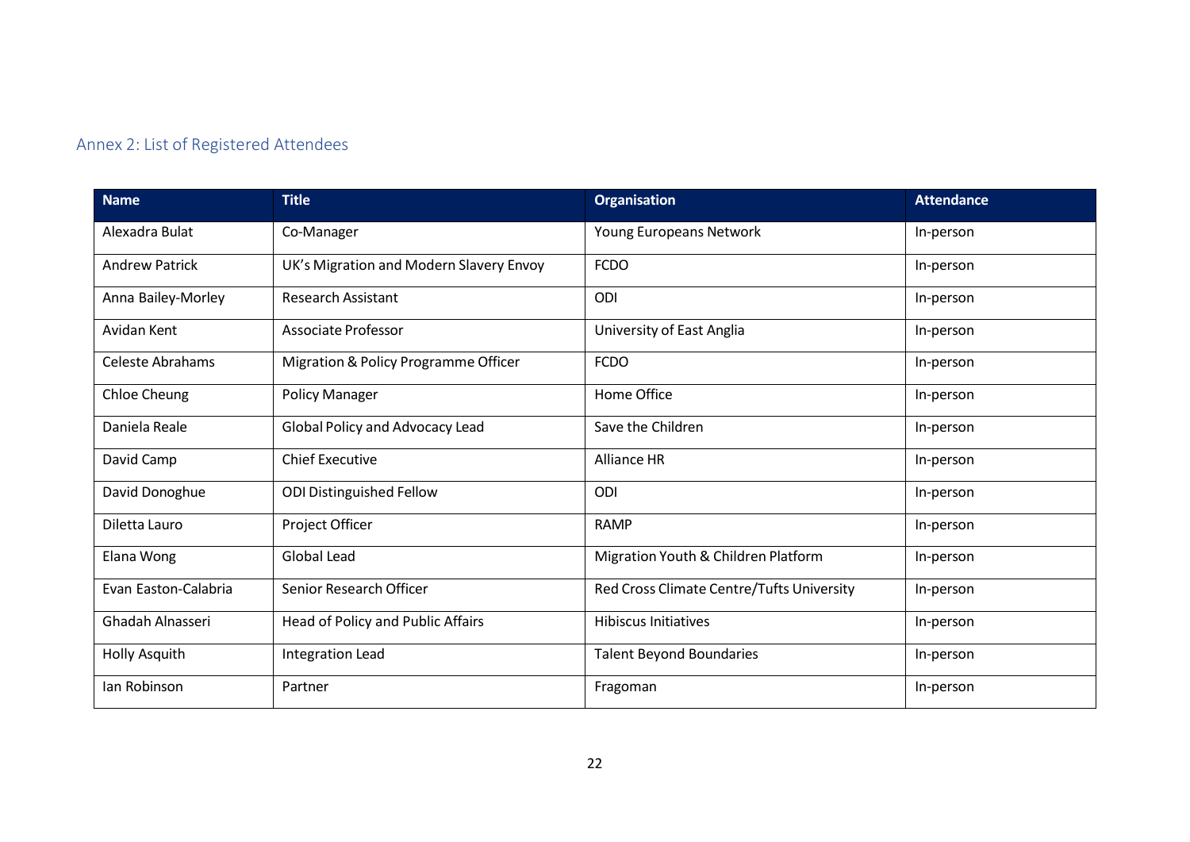## Annex 2: List of Registered Attendees

| Name | Title | Organisation | Attendance |
|---|---|---|---|
| Alexadra Bulat | Co-Manager | Young Europeans Network | In-person |
| Andrew Patrick | UK's Migration and Modern Slavery Envoy | FCDO | In-person |
| Anna Bailey-Morley | Research Assistant | ODI | In-person |
| Avidan Kent | Associate Professor | University of East Anglia | In-person |
| Celeste Abrahams | Migration & Policy Programme Officer | FCDO | In-person |
| Chloe Cheung | Policy Manager | Home Office | In-person |
| Daniela Reale | Global Policy and Advocacy Lead | Save the Children | In-person |
| David Camp | Chief Executive | Alliance HR | In-person |
| David Donoghue | ODI Distinguished Fellow | ODI | In-person |
| Diletta Lauro | Project Officer | RAMP | In-person |
| Elana Wong | Global Lead | Migration Youth & Children Platform | In-person |
| Evan Easton-Calabria | Senior Research Officer | Red Cross Climate Centre/Tufts University | In-person |
| Ghadah Alnasseri | Head of Policy and Public Affairs | Hibiscus Initiatives | In-person |
| Holly Asquith | Integration Lead | Talent Beyond Boundaries | In-person |
| Ian Robinson | Partner | Fragoman | In-person |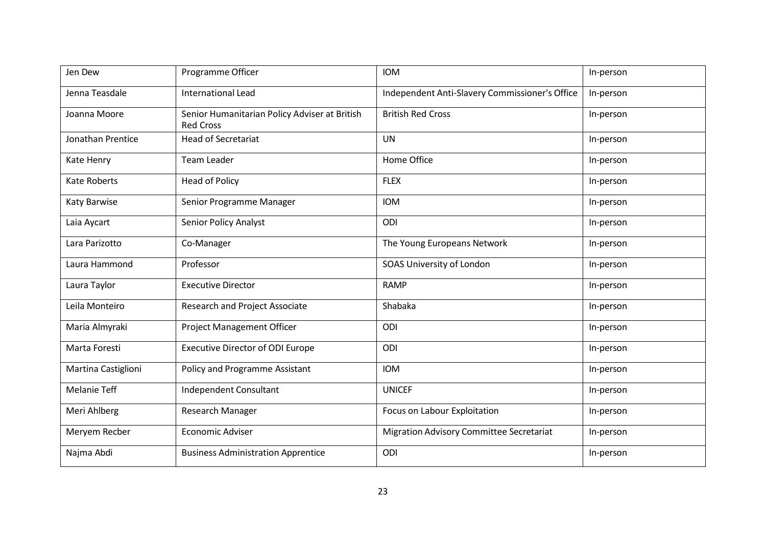| Jen Dew | Programme Officer | IOM | In-person |
|---|---|---|---|
| Jenna Teasdale | International Lead | Independent Anti-Slavery Commissioner's Office | In-person |
| Joanna Moore | Senior Humanitarian Policy Adviser at British Red Cross | British Red Cross | In-person |
| Jonathan Prentice | Head of Secretariat | UN | In-person |
| Kate Henry | Team Leader | Home Office | In-person |
| Kate Roberts | Head of Policy | FLEX | In-person |
| Katy Barwise | Senior Programme Manager | IOM | In-person |
| Laia Aycart | Senior Policy Analyst | ODI | In-person |
| Lara Parizotto | Co-Manager | The Young Europeans Network | In-person |
| Laura Hammond | Professor | SOAS University of London | In-person |
| Laura Taylor | Executive Director | RAMP | In-person |
| Leila Monteiro | Research and Project Associate | Shabaka | In-person |
| Maria Almyraki | Project Management Officer | ODI | In-person |
| Marta Foresti | Executive Director of ODI Europe | ODI | In-person |
| Martina Castiglioni | Policy and Programme Assistant | IOM | In-person |
| Melanie Teff | Independent Consultant | UNICEF | In-person |
| Meri Ahlberg | Research Manager | Focus on Labour Exploitation | In-person |
| Meryem Recber | Economic Adviser | Migration Advisory Committee Secretariat | In-person |
| Najma Abdi | Business Administration Apprentice | ODI | In-person |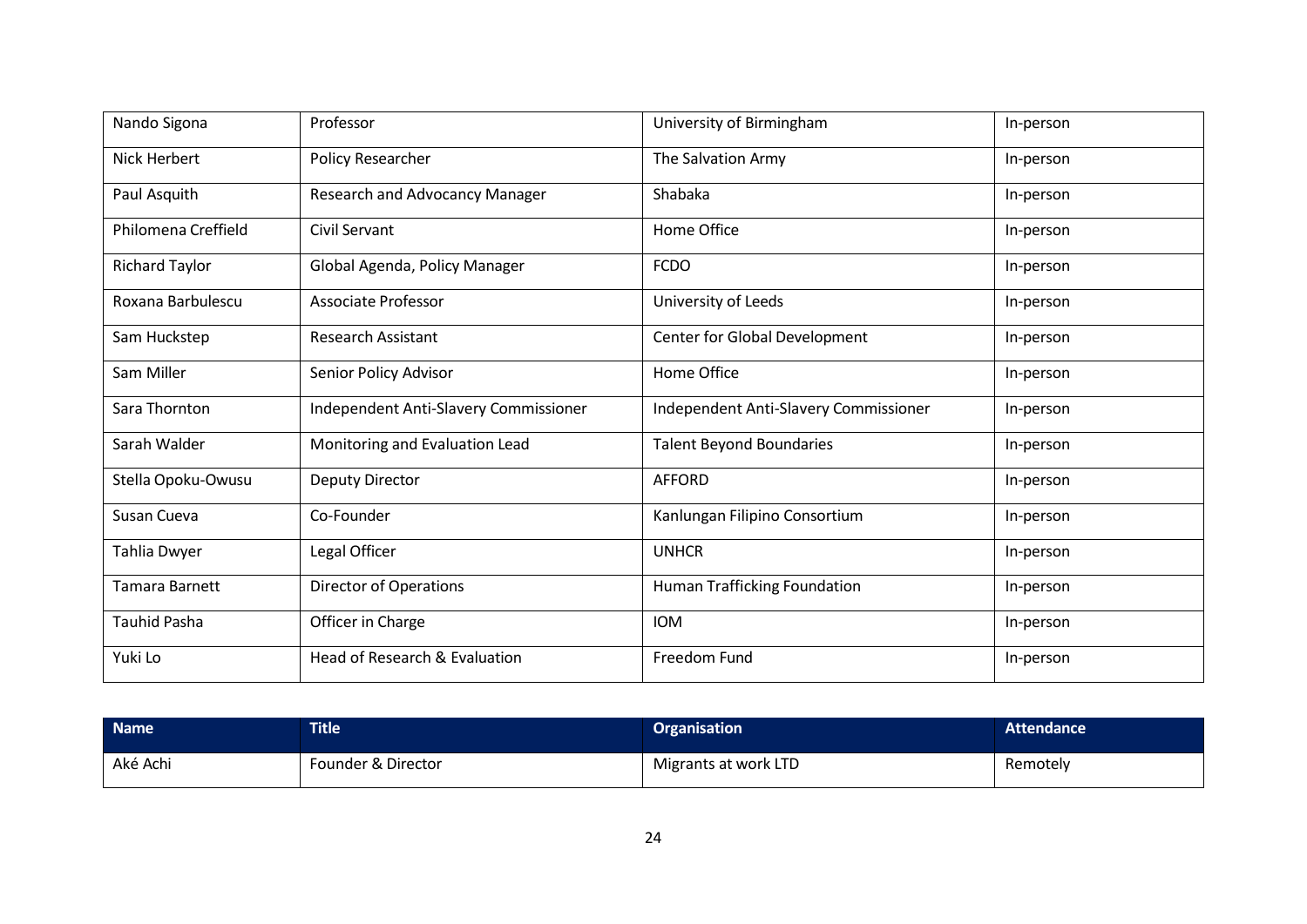| Name | Title | Organisation | Attendance |
|---|---|---|---|
| Nando Sigona | Professor | University of Birmingham | In-person |
| Nick Herbert | Policy Researcher | The Salvation Army | In-person |
| Paul Asquith | Research and Advocacy Manager | Shabaka | In-person |
| Philomena Creffield | Civil Servant | Home Office | In-person |
| Richard Taylor | Global Agenda, Policy Manager | FCDO | In-person |
| Roxana Barbulescu | Associate Professor | University of Leeds | In-person |
| Sam Huckstep | Research Assistant | Center for Global Development | In-person |
| Sam Miller | Senior Policy Advisor | Home Office | In-person |
| Sara Thornton | Independent Anti-Slavery Commissioner | Independent Anti-Slavery Commissioner | In-person |
| Sarah Walder | Monitoring and Evaluation Lead | Talent Beyond Boundaries | In-person |
| Stella Opoku-Owusu | Deputy Director | AFFORD | In-person |
| Susan Cueva | Co-Founder | Kanlungan Filipino Consortium | In-person |
| Tahlia Dwyer | Legal Officer | UNHCR | In-person |
| Tamara Barnett | Director of Operations | Human Trafficking Foundation | In-person |
| Tauhid Pasha | Officer in Charge | IOM | In-person |
| Yuki Lo | Head of Research & Evaluation | Freedom Fund | In-person |

| Name | Title | Organisation | Attendance |
|---|---|---|---|
| Aké Achi | Founder & Director | Migrants at work LTD | Remotely |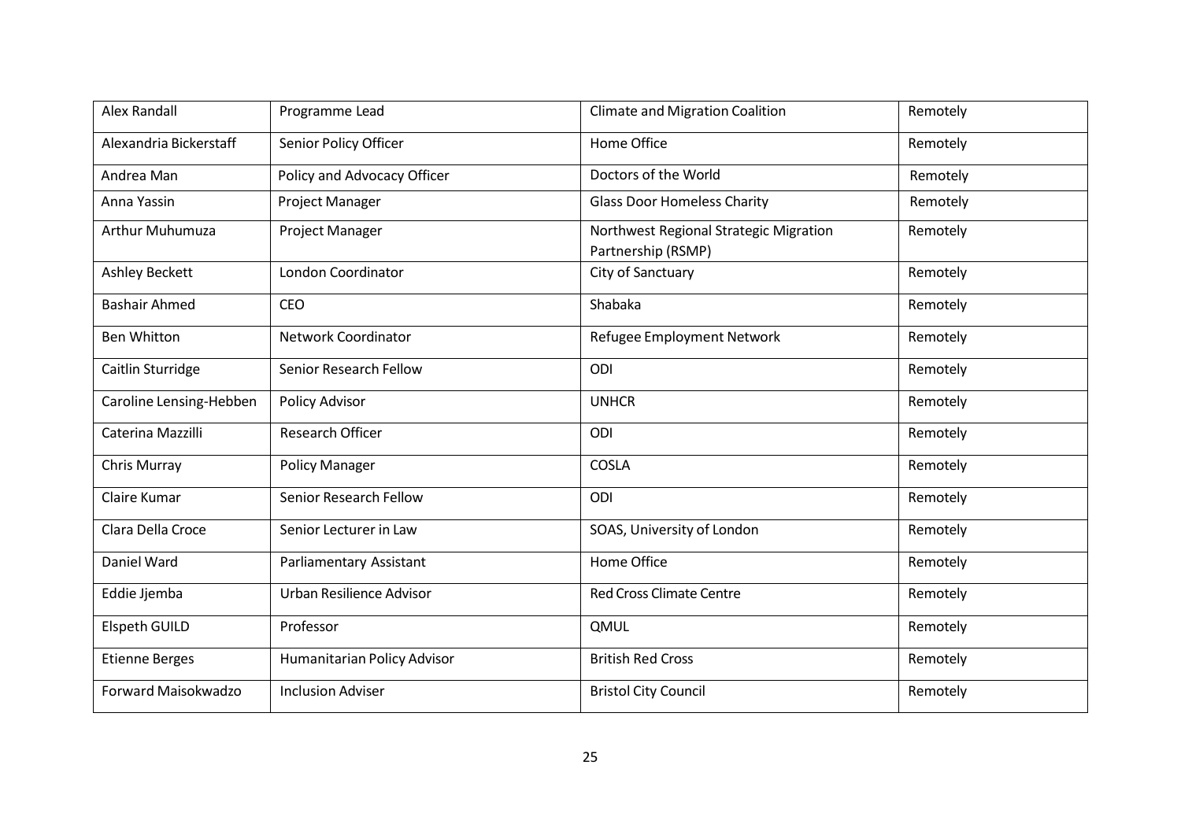| Alex Randall | Programme Lead | Climate and Migration Coalition | Remotely |
|---|---|---|---|
| Alexandria Bickerstaff | Senior Policy Officer | Home Office | Remotely |
| Andrea Man | Policy and Advocacy Officer | Doctors of the World | Remotely |
| Anna Yassin | Project Manager | Glass Door Homeless Charity | Remotely |
| Arthur Muhumuza | Project Manager | Northwest Regional Strategic Migration Partnership (RSMP) | Remotely |
| Ashley Beckett | London Coordinator | City of Sanctuary | Remotely |
| Bashair Ahmed | CEO | Shabaka | Remotely |
| Ben Whitton | Network Coordinator | Refugee Employment Network | Remotely |
| Caitlin Sturridge | Senior Research Fellow | ODI | Remotely |
| Caroline Lensing-Hebben | Policy Advisor | UNHCR | Remotely |
| Caterina Mazzilli | Research Officer | ODI | Remotely |
| Chris Murray | Policy Manager | COSLA | Remotely |
| Claire Kumar | Senior Research Fellow | ODI | Remotely |
| Clara Della Croce | Senior Lecturer in Law | SOAS, University of London | Remotely |
| Daniel Ward | Parliamentary Assistant | Home Office | Remotely |
| Eddie Jjemba | Urban Resilience Advisor | Red Cross Climate Centre | Remotely |
| Elspeth GUILD | Professor | QMUL | Remotely |
| Etienne Berges | Humanitarian Policy Advisor | British Red Cross | Remotely |
| Forward Maisokwadzo | Inclusion Adviser | Bristol City Council | Remotely |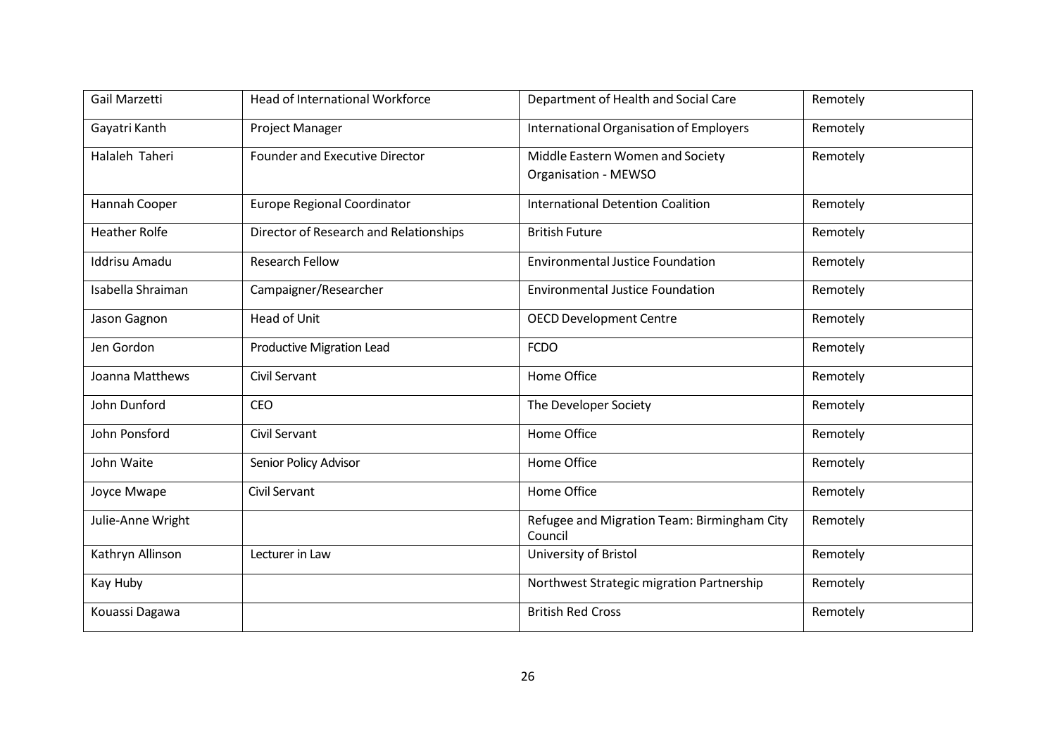| | | | |
|---|---|---|---|
| Gail Marzetti | Head of International Workforce | Department of Health and Social Care | Remotely |
| Gayatri Kanth | Project Manager | International Organisation of Employers | Remotely |
| Halaleh Taheri | Founder and Executive Director | Middle Eastern Women and Society Organisation - MEWSO | Remotely |
| Hannah Cooper | Europe Regional Coordinator | International Detention Coalition | Remotely |
| Heather Rolfe | Director of Research and Relationships | British Future | Remotely |
| Iddrisu Amadu | Research Fellow | Environmental Justice Foundation | Remotely |
| Isabella Shraiman | Campaigner/Researcher | Environmental Justice Foundation | Remotely |
| Jason Gagnon | Head of Unit | OECD Development Centre | Remotely |
| Jen Gordon | Productive Migration Lead | FCDO | Remotely |
| Joanna Matthews | Civil Servant | Home Office | Remotely |
| John Dunford | CEO | The Developer Society | Remotely |
| John Ponsford | Civil Servant | Home Office | Remotely |
| John Waite | Senior Policy Advisor | Home Office | Remotely |
| Joyce Mwape | Civil Servant | Home Office | Remotely |
| Julie-Anne Wright | | Refugee and Migration Team: Birmingham City Council | Remotely |
| Kathryn Allinson | Lecturer in Law | University of Bristol | Remotely |
| Kay Huby | | Northwest Strategic migration Partnership | Remotely |
| Kouassi Dagawa | | British Red Cross | Remotely |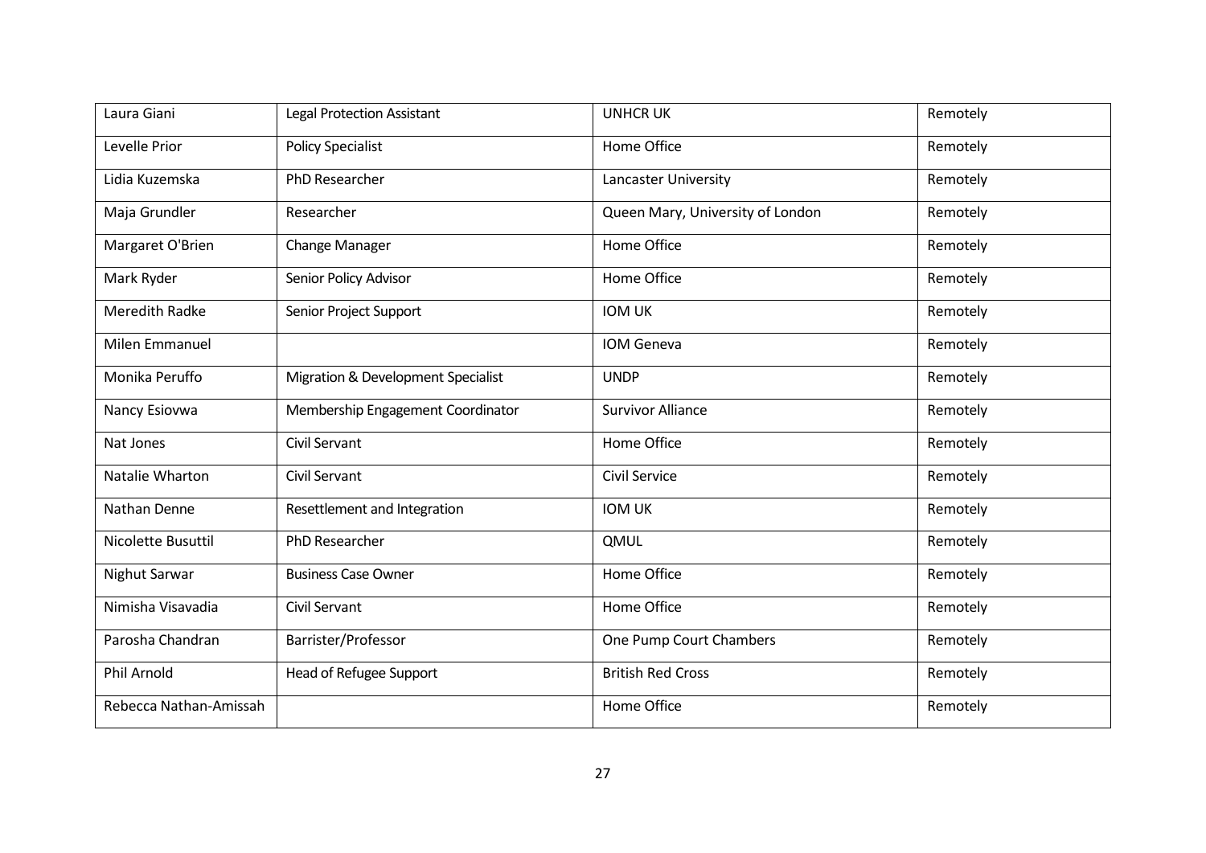| Laura Giani | Legal Protection Assistant | UNHCR UK | Remotely |
|---|---|---|---|
| Levelle Prior | Policy Specialist | Home Office | Remotely |
| Lidia Kuzemska | PhD Researcher | Lancaster University | Remotely |
| Maja Grundler | Researcher | Queen Mary, University of London | Remotely |
| Margaret O'Brien | Change Manager | Home Office | Remotely |
| Mark Ryder | Senior Policy Advisor | Home Office | Remotely |
| Meredith Radke | Senior Project Support | IOM UK | Remotely |
| Milen Emmanuel | | IOM Geneva | Remotely |
| Monika Peruffo | Migration & Development Specialist | UNDP | Remotely |
| Nancy Esiovwa | Membership Engagement Coordinator | Survivor Alliance | Remotely |
| Nat Jones | Civil Servant | Home Office | Remotely |
| Natalie Wharton | Civil Servant | Civil Service | Remotely |
| Nathan Denne | Resettlement and Integration | IOM UK | Remotely |
| Nicolette Busuttil | PhD Researcher | QMUL | Remotely |
| Nighut Sarwar | Business Case Owner | Home Office | Remotely |
| Nimisha Visavadia | Civil Servant | Home Office | Remotely |
| Parosha Chandran | Barrister/Professor | One Pump Court Chambers | Remotely |
| Phil Arnold | Head of Refugee Support | British Red Cross | Remotely |
| Rebecca Nathan-Amissah | | Home Office | Remotely |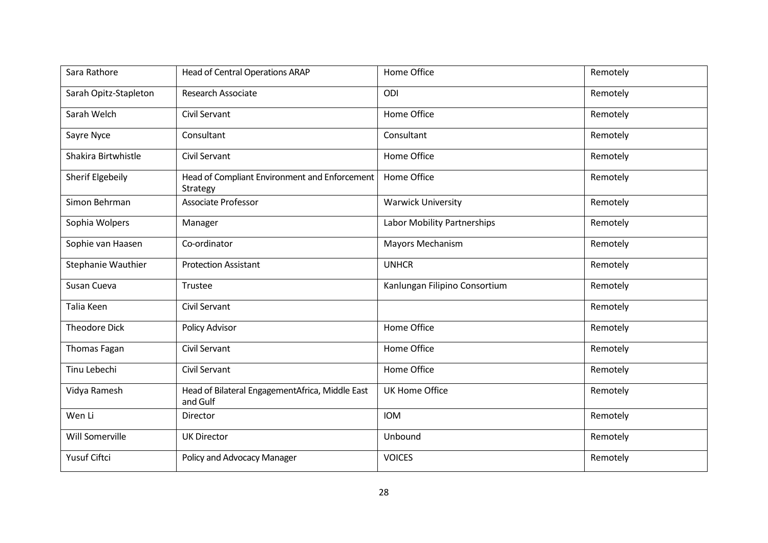| Sara Rathore | Head of Central Operations ARAP | Home Office | Remotely |
|---|---|---|---|
| Sarah Opitz-Stapleton | Research Associate | ODI | Remotely |
| Sarah Welch | Civil Servant | Home Office | Remotely |
| Sayre Nyce | Consultant | Consultant | Remotely |
| Shakira Birtwhistle | Civil Servant | Home Office | Remotely |
| Sherif Elgebeily | Head of Compliant Environment and Enforcement Strategy | Home Office | Remotely |
| Simon Behrman | Associate Professor | Warwick University | Remotely |
| Sophia Wolpers | Manager | Labor Mobility Partnerships | Remotely |
| Sophie van Haasen | Co-ordinator | Mayors Mechanism | Remotely |
| Stephanie Wauthier | Protection Assistant | UNHCR | Remotely |
| Susan Cueva | Trustee | Kanlungan Filipino Consortium | Remotely |
| Talia Keen | Civil Servant | | Remotely |
| Theodore Dick | Policy Advisor | Home Office | Remotely |
| Thomas Fagan | Civil Servant | Home Office | Remotely |
| Tinu Lebechi | Civil Servant | Home Office | Remotely |
| Vidya Ramesh | Head of Bilateral EngagementAfrica, Middle East and Gulf | UK Home Office | Remotely |
| Wen Li | Director | IOM | Remotely |
| Will Somerville | UK Director | Unbound | Remotely |
| Yusuf Ciftci | Policy and Advocacy Manager | VOICES | Remotely |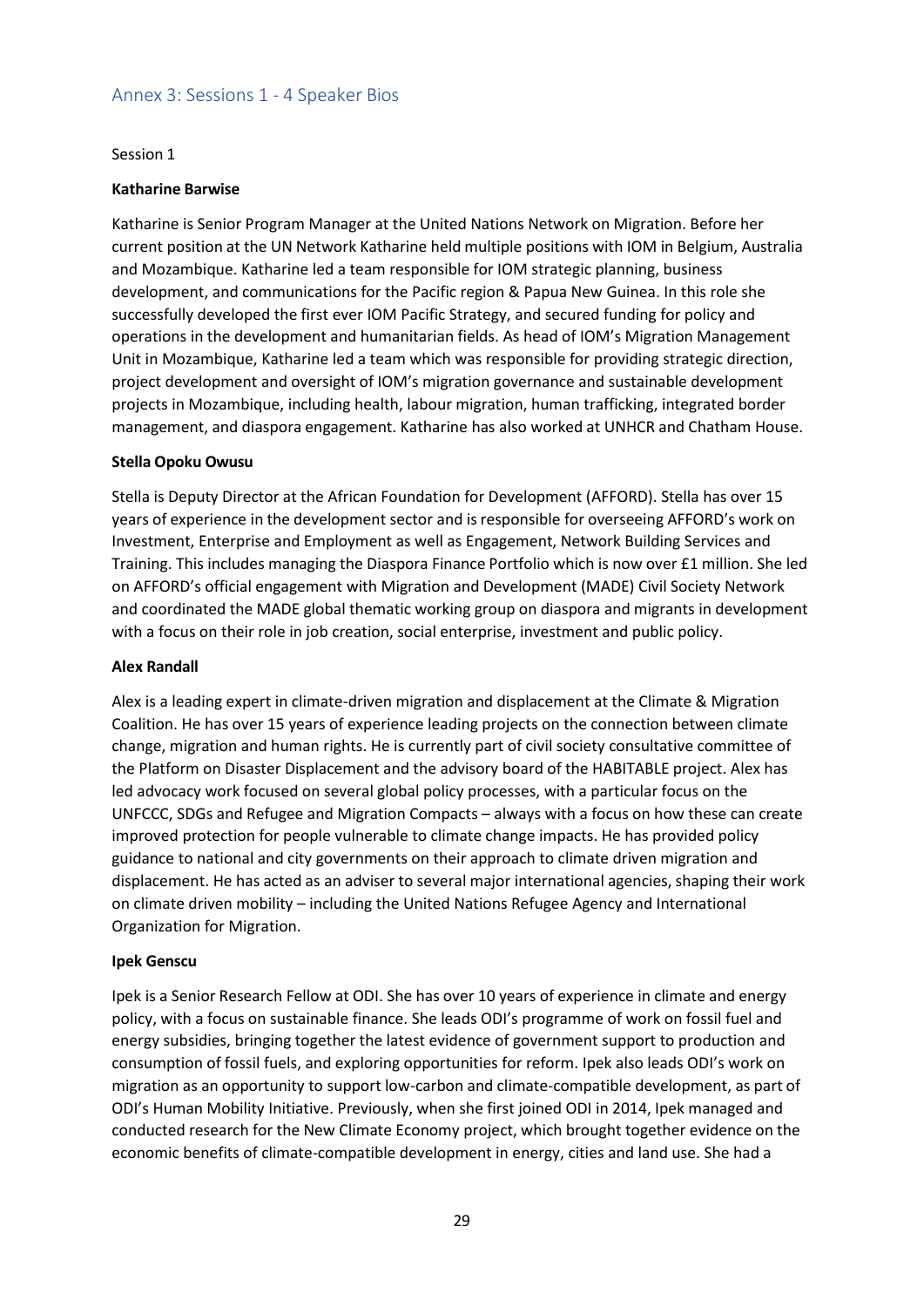## Annex 3: Sessions 1 - 4 Speaker Bios

Session 1

**Katharine Barwise**

Katharine is Senior Program Manager at the United Nations Network on Migration. Before her current position at the UN Network Katharine held multiple positions with IOM in Belgium, Australia and Mozambique. Katharine led a team responsible for IOM strategic planning, business development, and communications for the Pacific region & Papua New Guinea. In this role she successfully developed the first ever IOM Pacific Strategy, and secured funding for policy and operations in the development and humanitarian fields. As head of IOM's Migration Management Unit in Mozambique, Katharine led a team which was responsible for providing strategic direction, project development and oversight of IOM's migration governance and sustainable development projects in Mozambique, including health, labour migration, human trafficking, integrated border management, and diaspora engagement. Katharine has also worked at UNHCR and Chatham House.

**Stella Opoku Owusu**

Stella is Deputy Director at the African Foundation for Development (AFFORD). Stella has over 15 years of experience in the development sector and is responsible for overseeing AFFORD's work on Investment, Enterprise and Employment as well as Engagement, Network Building Services and Training. This includes managing the Diaspora Finance Portfolio which is now over £1 million. She led on AFFORD's official engagement with Migration and Development (MADE) Civil Society Network and coordinated the MADE global thematic working group on diaspora and migrants in development with a focus on their role in job creation, social enterprise, investment and public policy.

**Alex Randall**

Alex is a leading expert in climate-driven migration and displacement at the Climate & Migration Coalition. He has over 15 years of experience leading projects on the connection between climate change, migration and human rights. He is currently part of civil society consultative committee of the Platform on Disaster Displacement and the advisory board of the HABITABLE project. Alex has led advocacy work focused on several global policy processes, with a particular focus on the UNFCCC, SDGs and Refugee and Migration Compacts – always with a focus on how these can create improved protection for people vulnerable to climate change impacts. He has provided policy guidance to national and city governments on their approach to climate driven migration and displacement. He has acted as an adviser to several major international agencies, shaping their work on climate driven mobility – including the United Nations Refugee Agency and International Organization for Migration.

**Ipek Genscu**

Ipek is a Senior Research Fellow at ODI. She has over 10 years of experience in climate and energy policy, with a focus on sustainable finance. She leads ODI's programme of work on fossil fuel and energy subsidies, bringing together the latest evidence of government support to production and consumption of fossil fuels, and exploring opportunities for reform. Ipek also leads ODI's work on migration as an opportunity to support low-carbon and climate-compatible development, as part of ODI's Human Mobility Initiative. Previously, when she first joined ODI in 2014, Ipek managed and conducted research for the New Climate Economy project, which brought together evidence on the economic benefits of climate-compatible development in energy, cities and land use. She had a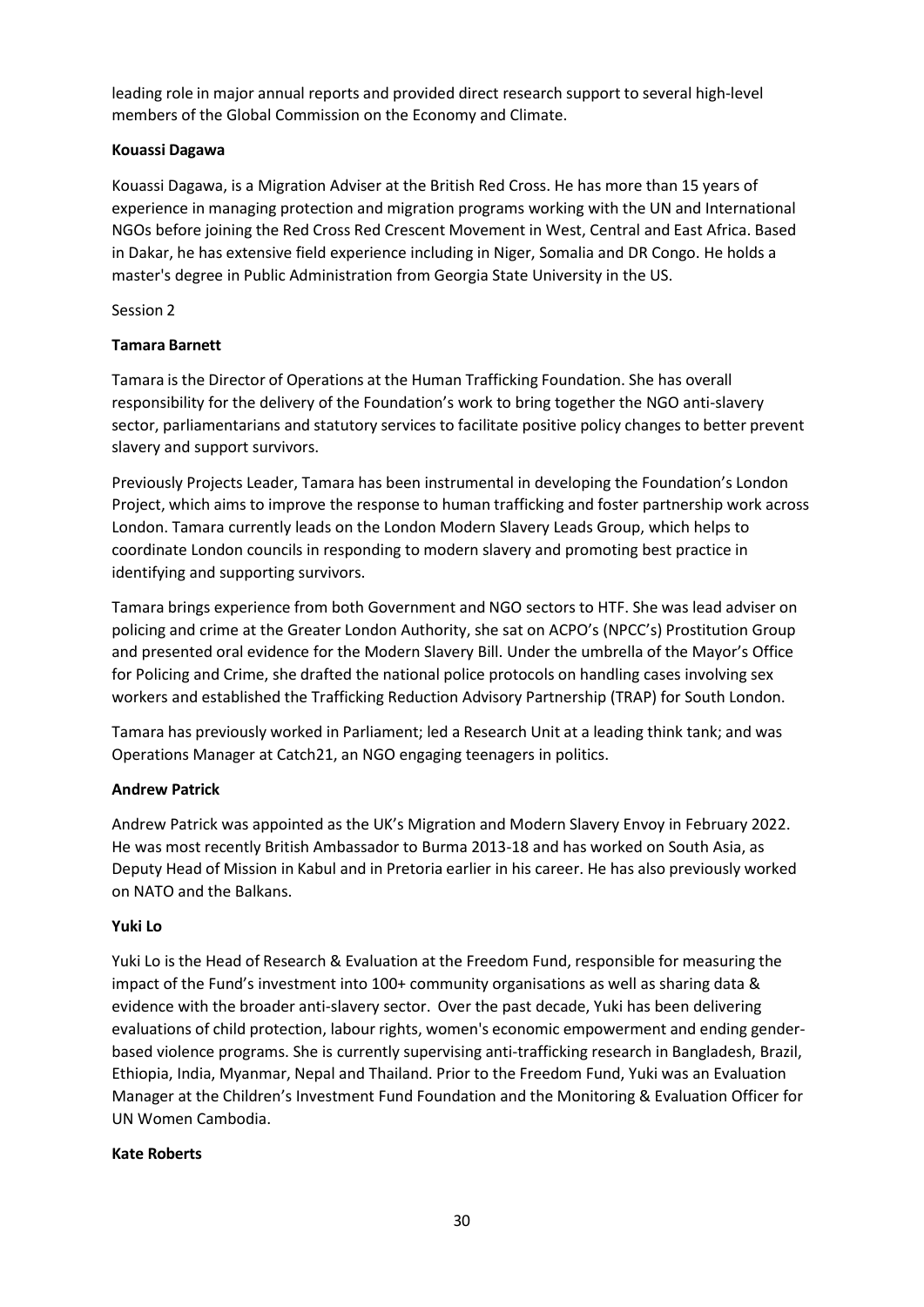leading role in major annual reports and provided direct research support to several high-level members of the Global Commission on the Economy and Climate.

**Kouassi Dagawa**

Kouassi Dagawa, is a Migration Adviser at the British Red Cross. He has more than 15 years of experience in managing protection and migration programs working with the UN and International NGOs before joining the Red Cross Red Crescent Movement in West, Central and East Africa. Based in Dakar, he has extensive field experience including in Niger, Somalia and DR Congo. He holds a master's degree in Public Administration from Georgia State University in the US.

Session 2

**Tamara Barnett**

Tamara is the Director of Operations at the Human Trafficking Foundation. She has overall responsibility for the delivery of the Foundation's work to bring together the NGO anti-slavery sector, parliamentarians and statutory services to facilitate positive policy changes to better prevent slavery and support survivors.

Previously Projects Leader, Tamara has been instrumental in developing the Foundation's London Project, which aims to improve the response to human trafficking and foster partnership work across London. Tamara currently leads on the London Modern Slavery Leads Group, which helps to coordinate London councils in responding to modern slavery and promoting best practice in identifying and supporting survivors.

Tamara brings experience from both Government and NGO sectors to HTF. She was lead adviser on policing and crime at the Greater London Authority, she sat on ACPO's (NPCC's) Prostitution Group and presented oral evidence for the Modern Slavery Bill. Under the umbrella of the Mayor's Office for Policing and Crime, she drafted the national police protocols on handling cases involving sex workers and established the Trafficking Reduction Advisory Partnership (TRAP) for South London.

Tamara has previously worked in Parliament; led a Research Unit at a leading think tank; and was Operations Manager at Catch21, an NGO engaging teenagers in politics.

**Andrew Patrick**

Andrew Patrick was appointed as the UK's Migration and Modern Slavery Envoy in February 2022. He was most recently British Ambassador to Burma 2013-18 and has worked on South Asia, as Deputy Head of Mission in Kabul and in Pretoria earlier in his career. He has also previously worked on NATO and the Balkans.

**Yuki Lo**

Yuki Lo is the Head of Research & Evaluation at the Freedom Fund, responsible for measuring the impact of the Fund's investment into 100+ community organisations as well as sharing data & evidence with the broader anti-slavery sector. Over the past decade, Yuki has been delivering evaluations of child protection, labour rights, women's economic empowerment and ending gender-based violence programs. She is currently supervising anti-trafficking research in Bangladesh, Brazil, Ethiopia, India, Myanmar, Nepal and Thailand. Prior to the Freedom Fund, Yuki was an Evaluation Manager at the Children's Investment Fund Foundation and the Monitoring & Evaluation Officer for UN Women Cambodia.

**Kate Roberts**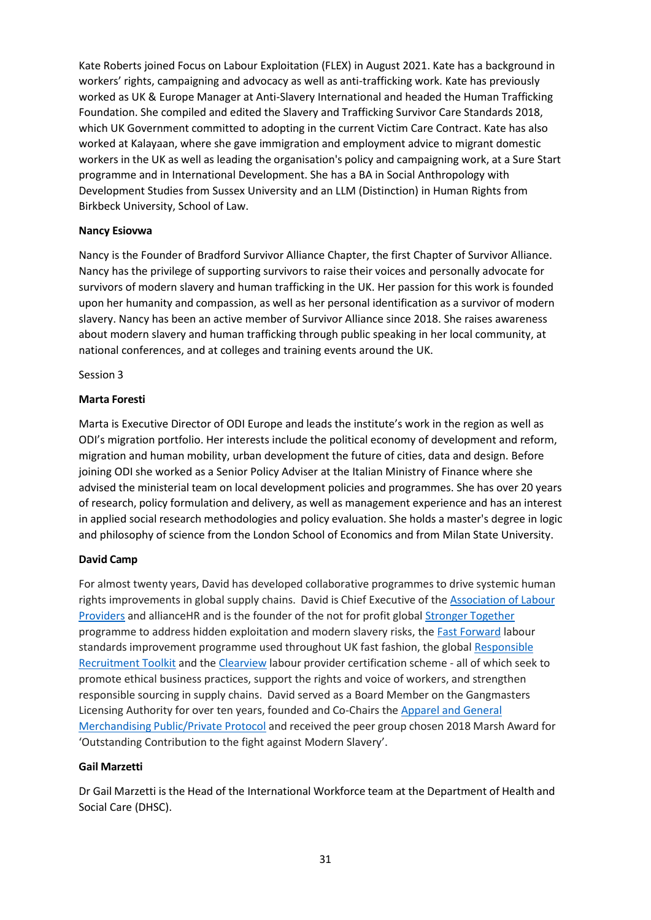Kate Roberts joined Focus on Labour Exploitation (FLEX) in August 2021. Kate has a background in workers' rights, campaigning and advocacy as well as anti-trafficking work. Kate has previously worked as UK & Europe Manager at Anti-Slavery International and headed the Human Trafficking Foundation. She compiled and edited the Slavery and Trafficking Survivor Care Standards 2018, which UK Government committed to adopting in the current Victim Care Contract. Kate has also worked at Kalayaan, where she gave immigration and employment advice to migrant domestic workers in the UK as well as leading the organisation's policy and campaigning work, at a Sure Start programme and in International Development. She has a BA in Social Anthropology with Development Studies from Sussex University and an LLM (Distinction) in Human Rights from Birkbeck University, School of Law.

**Nancy Esiovwa**

Nancy is the Founder of Bradford Survivor Alliance Chapter, the first Chapter of Survivor Alliance. Nancy has the privilege of supporting survivors to raise their voices and personally advocate for survivors of modern slavery and human trafficking in the UK. Her passion for this work is founded upon her humanity and compassion, as well as her personal identification as a survivor of modern slavery. Nancy has been an active member of Survivor Alliance since 2018. She raises awareness about modern slavery and human trafficking through public speaking in her local community, at national conferences, and at colleges and training events around the UK.

Session 3

**Marta Foresti**

Marta is Executive Director of ODI Europe and leads the institute's work in the region as well as ODI's migration portfolio. Her interests include the political economy of development and reform, migration and human mobility, urban development the future of cities, data and design. Before joining ODI she worked as a Senior Policy Adviser at the Italian Ministry of Finance where she advised the ministerial team on local development policies and programmes. She has over 20 years of research, policy formulation and delivery, as well as management experience and has an interest in applied social research methodologies and policy evaluation. She holds a master's degree in logic and philosophy of science from the London School of Economics and from Milan State University.

**David Camp**

For almost twenty years, David has developed collaborative programmes to drive systemic human rights improvements in global supply chains. David is Chief Executive of the Association of Labour Providers and allianceHR and is the founder of the not for profit global Stronger Together programme to address hidden exploitation and modern slavery risks, the Fast Forward labour standards improvement programme used throughout UK fast fashion, the global Responsible Recruitment Toolkit and the Clearview labour provider certification scheme - all of which seek to promote ethical business practices, support the rights and voice of workers, and strengthen responsible sourcing in supply chains. David served as a Board Member on the Gangmasters Licensing Authority for over ten years, founded and Co-Chairs the Apparel and General Merchandising Public/Private Protocol and received the peer group chosen 2018 Marsh Award for 'Outstanding Contribution to the fight against Modern Slavery'.

**Gail Marzetti**

Dr Gail Marzetti is the Head of the International Workforce team at the Department of Health and Social Care (DHSC).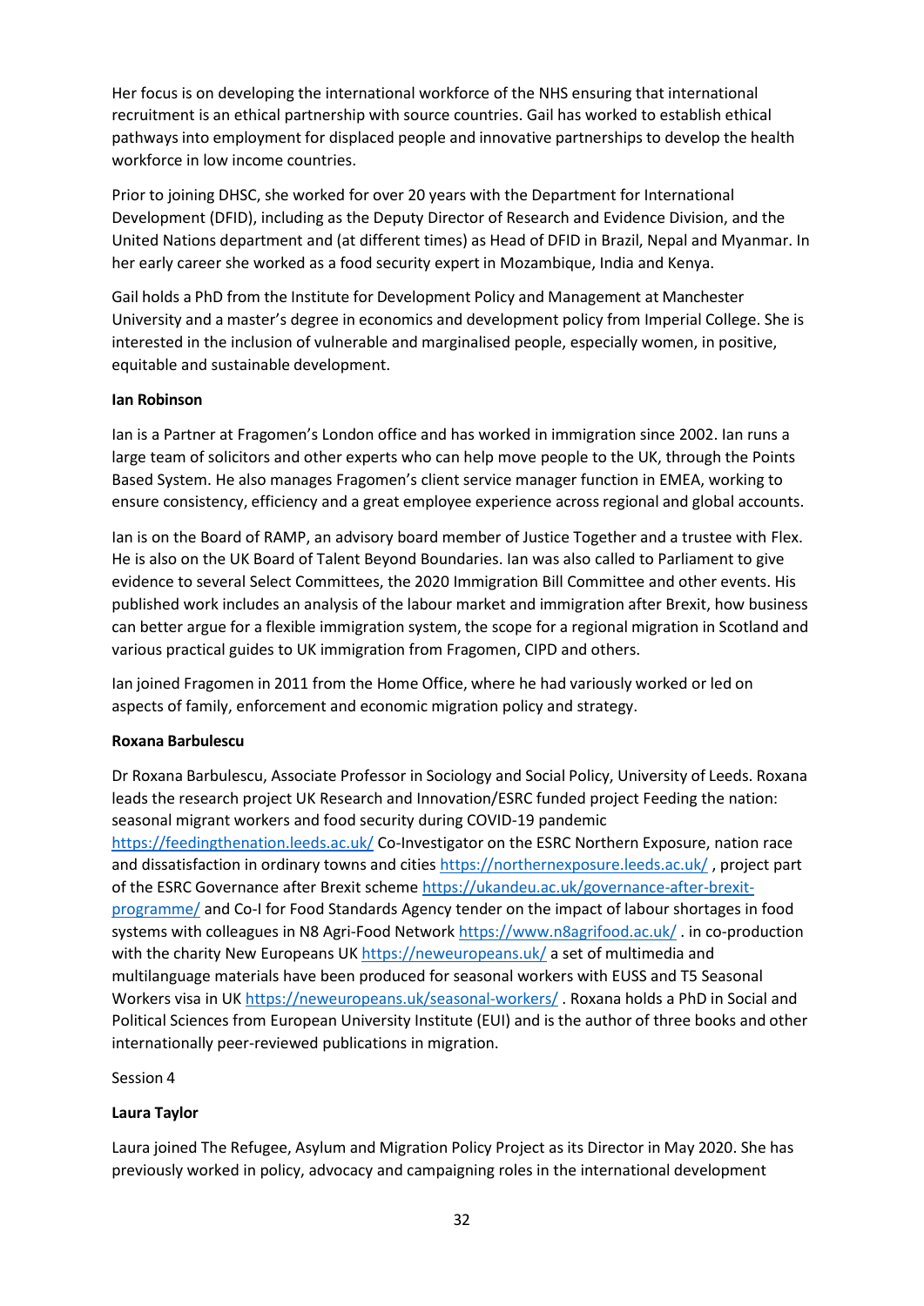Her focus is on developing the international workforce of the NHS ensuring that international recruitment is an ethical partnership with source countries. Gail has worked to establish ethical pathways into employment for displaced people and innovative partnerships to develop the health workforce in low income countries.

Prior to joining DHSC, she worked for over 20 years with the Department for International Development (DFID), including as the Deputy Director of Research and Evidence Division, and the United Nations department and (at different times) as Head of DFID in Brazil, Nepal and Myanmar. In her early career she worked as a food security expert in Mozambique, India and Kenya.

Gail holds a PhD from the Institute for Development Policy and Management at Manchester University and a master's degree in economics and development policy from Imperial College. She is interested in the inclusion of vulnerable and marginalised people, especially women, in positive, equitable and sustainable development.

**Ian Robinson**

Ian is a Partner at Fragomen's London office and has worked in immigration since 2002. Ian runs a large team of solicitors and other experts who can help move people to the UK, through the Points Based System. He also manages Fragomen's client service manager function in EMEA, working to ensure consistency, efficiency and a great employee experience across regional and global accounts.

Ian is on the Board of RAMP, an advisory board member of Justice Together and a trustee with Flex. He is also on the UK Board of Talent Beyond Boundaries. Ian was also called to Parliament to give evidence to several Select Committees, the 2020 Immigration Bill Committee and other events. His published work includes an analysis of the labour market and immigration after Brexit, how business can better argue for a flexible immigration system, the scope for a regional migration in Scotland and various practical guides to UK immigration from Fragomen, CIPD and others.

Ian joined Fragomen in 2011 from the Home Office, where he had variously worked or led on aspects of family, enforcement and economic migration policy and strategy.

**Roxana Barbulescu**

Dr Roxana Barbulescu, Associate Professor in Sociology and Social Policy, University of Leeds. Roxana leads the research project UK Research and Innovation/ESRC funded project Feeding the nation: seasonal migrant workers and food security during COVID-19 pandemic https://feedingthenation.leeds.ac.uk/ Co-Investigator on the ESRC Northern Exposure, nation race and dissatisfaction in ordinary towns and cities https://northernexposure.leeds.ac.uk/ , project part of the ESRC Governance after Brexit scheme https://ukandeu.ac.uk/governance-after-brexit-programme/ and Co-I for Food Standards Agency tender on the impact of labour shortages in food systems with colleagues in N8 Agri-Food Network https://www.n8agrifood.ac.uk/ . in co-production with the charity New Europeans UK https://neweuropeans.uk/ a set of multimedia and multilanguage materials have been produced for seasonal workers with EUSS and T5 Seasonal Workers visa in UK https://neweuropeans.uk/seasonal-workers/ . Roxana holds a PhD in Social and Political Sciences from European University Institute (EUI) and is the author of three books and other internationally peer-reviewed publications in migration.

Session 4

**Laura Taylor**

Laura joined The Refugee, Asylum and Migration Policy Project as its Director in May 2020. She has previously worked in policy, advocacy and campaigning roles in the international development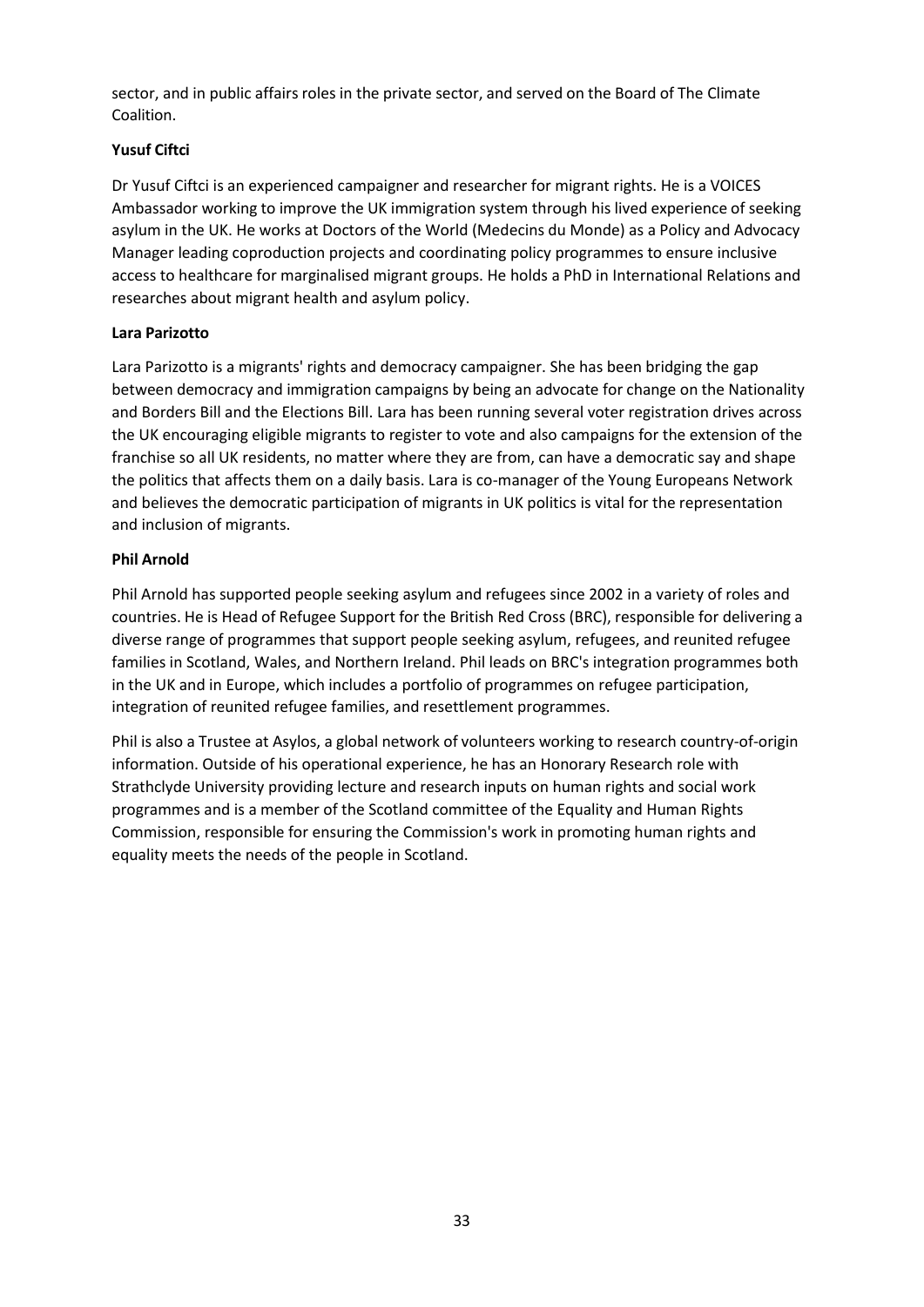sector, and in public affairs roles in the private sector, and served on the Board of The Climate Coalition.

**Yusuf Ciftci**

Dr Yusuf Ciftci is an experienced campaigner and researcher for migrant rights. He is a VOICES Ambassador working to improve the UK immigration system through his lived experience of seeking asylum in the UK. He works at Doctors of the World (Medecins du Monde) as a Policy and Advocacy Manager leading coproduction projects and coordinating policy programmes to ensure inclusive access to healthcare for marginalised migrant groups. He holds a PhD in International Relations and researches about migrant health and asylum policy.

**Lara Parizotto**

Lara Parizotto is a migrants' rights and democracy campaigner. She has been bridging the gap between democracy and immigration campaigns by being an advocate for change on the Nationality and Borders Bill and the Elections Bill. Lara has been running several voter registration drives across the UK encouraging eligible migrants to register to vote and also campaigns for the extension of the franchise so all UK residents, no matter where they are from, can have a democratic say and shape the politics that affects them on a daily basis. Lara is co-manager of the Young Europeans Network and believes the democratic participation of migrants in UK politics is vital for the representation and inclusion of migrants.

**Phil Arnold**

Phil Arnold has supported people seeking asylum and refugees since 2002 in a variety of roles and countries. He is Head of Refugee Support for the British Red Cross (BRC), responsible for delivering a diverse range of programmes that support people seeking asylum, refugees, and reunited refugee families in Scotland, Wales, and Northern Ireland. Phil leads on BRC's integration programmes both in the UK and in Europe, which includes a portfolio of programmes on refugee participation, integration of reunited refugee families, and resettlement programmes.

Phil is also a Trustee at Asylos, a global network of volunteers working to research country-of-origin information. Outside of his operational experience, he has an Honorary Research role with Strathclyde University providing lecture and research inputs on human rights and social work programmes and is a member of the Scotland committee of the Equality and Human Rights Commission, responsible for ensuring the Commission's work in promoting human rights and equality meets the needs of the people in Scotland.